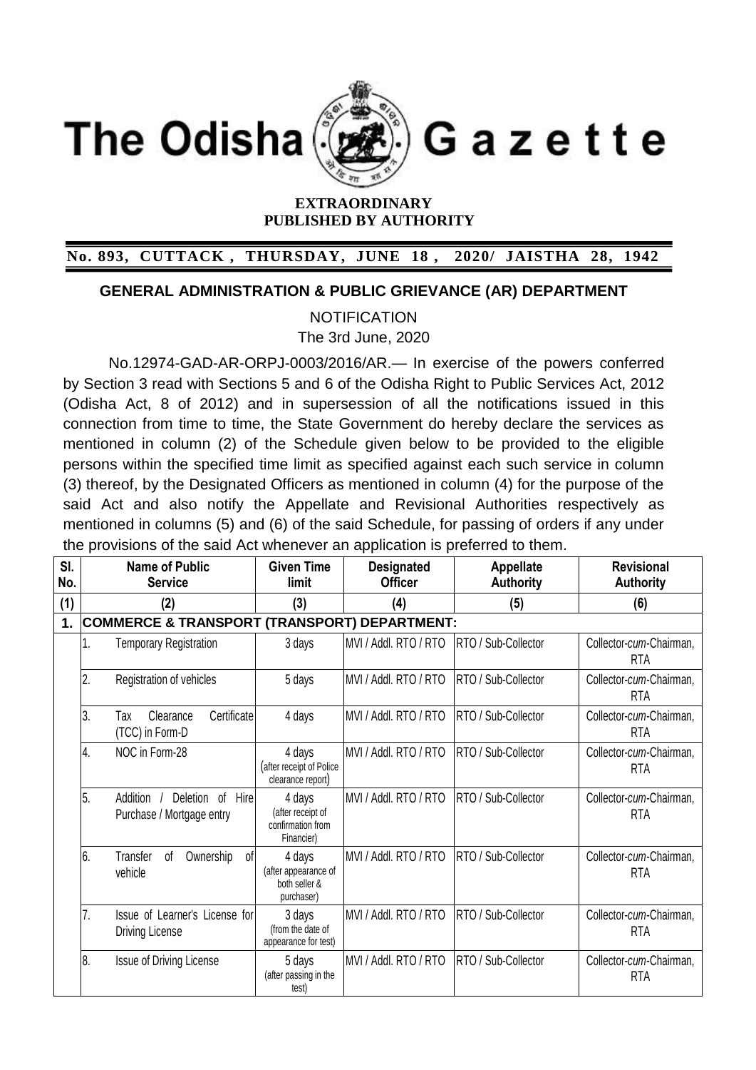# The Odisha Gazette

**EXTRAORDINARY**
**PUBLISHED BY AUTHORITY**

**No. 893, CUTTACK, THURSDAY, JUNE 18, 2020/ JAISTHA 28, 1942**

## GENERAL ADMINISTRATION & PUBLIC GRIEVANCE (AR) DEPARTMENT

NOTIFICATION

The 3rd June, 2020

No.12974-GAD-AR-ORPJ-0003/2016/AR.— In exercise of the powers conferred by Section 3 read with Sections 5 and 6 of the Odisha Right to Public Services Act, 2012 (Odisha Act, 8 of 2012) and in supersession of all the notifications issued in this connection from time to time, the State Government do hereby declare the services as mentioned in column (2) of the Schedule given below to be provided to the eligible persons within the specified time limit as specified against each such service in column (3) thereof, by the Designated Officers as mentioned in column (4) for the purpose of the said Act and also notify the Appellate and Revisional Authorities respectively as mentioned in columns (5) and (6) of the said Schedule, for passing of orders if any under the provisions of the said Act whenever an application is preferred to them.

| Sl. No. | | Name of Public Service | Given Time limit | Designated Officer | Appellate Authority | Revisional Authority |
|---|---|---|---|---|---|---|
| (1) | | (2) | (3) | (4) | (5) | (6) |
| **1.** | **COMMERCE & TRANSPORT (TRANSPORT) DEPARTMENT:** | | | | | |
| | 1. | Temporary Registration | 3 days | MVI / Addl. RTO / RTO | RTO / Sub-Collector | Collector-*cum*-Chairman, RTA |
| | 2. | Registration of vehicles | 5 days | MVI / Addl. RTO / RTO | RTO / Sub-Collector | Collector-*cum*-Chairman, RTA |
| | 3. | Tax Clearance Certificate (TCC) in Form-D | 4 days | MVI / Addl. RTO / RTO | RTO / Sub-Collector | Collector-*cum*-Chairman, RTA |
| | 4. | NOC in Form-28 | 4 days (after receipt of Police clearance report) | MVI / Addl. RTO / RTO | RTO / Sub-Collector | Collector-*cum*-Chairman, RTA |
| | 5. | Addition / Deletion of Hire Purchase / Mortgage entry | 4 days (after receipt of confirmation from Financier) | MVI / Addl. RTO / RTO | RTO / Sub-Collector | Collector-*cum*-Chairman, RTA |
| | 6. | Transfer of Ownership of vehicle | 4 days (after appearance of both seller & purchaser) | MVI / Addl. RTO / RTO | RTO / Sub-Collector | Collector-*cum*-Chairman, RTA |
| | 7. | Issue of Learner's License for Driving License | 3 days (from the date of appearance for test) | MVI / Addl. RTO / RTO | RTO / Sub-Collector | Collector-*cum*-Chairman, RTA |
| | 8. | Issue of Driving License | 5 days (after passing in the test) | MVI / Addl. RTO / RTO | RTO / Sub-Collector | Collector-*cum*-Chairman, RTA |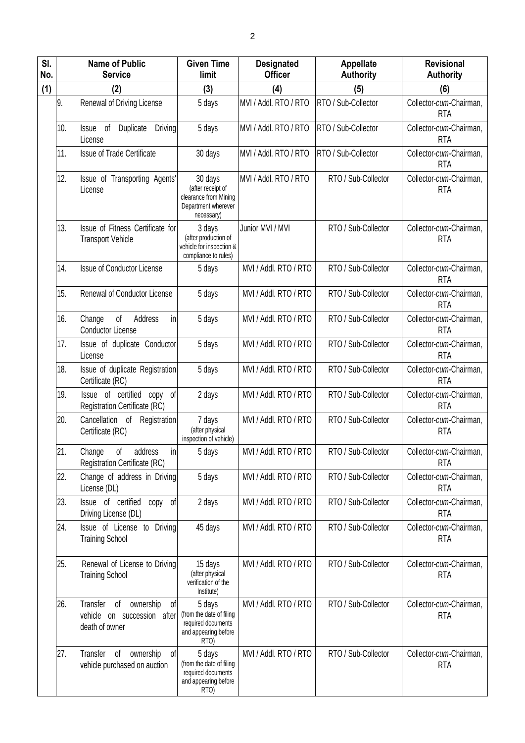| Sl. No. | Name of Public Service | Given Time limit | Designated Officer | Appellate Authority | Revisional Authority |
|---|---|---|---|---|---|
| (1) | (2) | (3) | (4) | (5) | (6) |
| 9. | Renewal of Driving License | 5 days | MVI / Addl. RTO / RTO | RTO / Sub-Collector | Collector-*cum*-Chairman, RTA |
| 10. | Issue of Duplicate Driving License | 5 days | MVI / Addl. RTO / RTO | RTO / Sub-Collector | Collector-*cum*-Chairman, RTA |
| 11. | Issue of Trade Certificate | 30 days | MVI / Addl. RTO / RTO | RTO / Sub-Collector | Collector-*cum*-Chairman, RTA |
| 12. | Issue of Transporting Agents' License | 30 days (after receipt of clearance from Mining Department wherever necessary) | MVI / Addl. RTO / RTO | RTO / Sub-Collector | Collector-*cum*-Chairman, RTA |
| 13. | Issue of Fitness Certificate for Transport Vehicle | 3 days (after production of vehicle for inspection & compliance to rules) | Junior MVI / MVI | RTO / Sub-Collector | Collector-*cum*-Chairman, RTA |
| 14. | Issue of Conductor License | 5 days | MVI / Addl. RTO / RTO | RTO / Sub-Collector | Collector-*cum*-Chairman, RTA |
| 15. | Renewal of Conductor License | 5 days | MVI / Addl. RTO / RTO | RTO / Sub-Collector | Collector-*cum*-Chairman, RTA |
| 16. | Change of Address in Conductor License | 5 days | MVI / Addl. RTO / RTO | RTO / Sub-Collector | Collector-*cum*-Chairman, RTA |
| 17. | Issue of duplicate Conductor License | 5 days | MVI / Addl. RTO / RTO | RTO / Sub-Collector | Collector-*cum*-Chairman, RTA |
| 18. | Issue of duplicate Registration Certificate (RC) | 5 days | MVI / Addl. RTO / RTO | RTO / Sub-Collector | Collector-*cum*-Chairman, RTA |
| 19. | Issue of certified copy of Registration Certificate (RC) | 2 days | MVI / Addl. RTO / RTO | RTO / Sub-Collector | Collector-*cum*-Chairman, RTA |
| 20. | Cancellation of Registration Certificate (RC) | 7 days (after physical inspection of vehicle) | MVI / Addl. RTO / RTO | RTO / Sub-Collector | Collector-*cum*-Chairman, RTA |
| 21. | Change of address in Registration Certificate (RC) | 5 days | MVI / Addl. RTO / RTO | RTO / Sub-Collector | Collector-*cum*-Chairman, RTA |
| 22. | Change of address in Driving License (DL) | 5 days | MVI / Addl. RTO / RTO | RTO / Sub-Collector | Collector-*cum*-Chairman, RTA |
| 23. | Issue of certified copy of Driving License (DL) | 2 days | MVI / Addl. RTO / RTO | RTO / Sub-Collector | Collector-*cum*-Chairman, RTA |
| 24. | Issue of License to Driving Training School | 45 days | MVI / Addl. RTO / RTO | RTO / Sub-Collector | Collector-*cum*-Chairman, RTA |
| 25. | Renewal of License to Driving Training School | 15 days (after physical verification of the Institute) | MVI / Addl. RTO / RTO | RTO / Sub-Collector | Collector-*cum*-Chairman, RTA |
| 26. | Transfer of ownership of vehicle on succession after death of owner | 5 days (from the date of filing required documents and appearing before RTO) | MVI / Addl. RTO / RTO | RTO / Sub-Collector | Collector-*cum*-Chairman, RTA |
| 27. | Transfer of ownership of vehicle purchased on auction | 5 days (from the date of filing required documents and appearing before RTO) | MVI / Addl. RTO / RTO | RTO / Sub-Collector | Collector-*cum*-Chairman, RTA |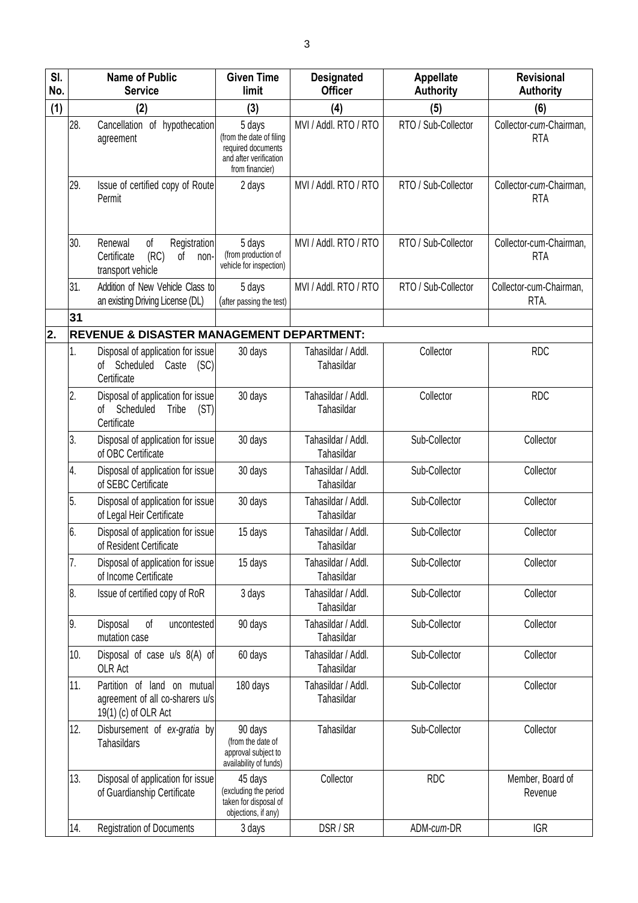| Sl. No. | | Name of Public Service | Given Time limit | Designated Officer | Appellate Authority | Revisional Authority |
|---|---|---|---|---|---|---|
| (1) | | (2) | (3) | (4) | (5) | (6) |
| | 28. | Cancellation of hypothecation agreement | 5 days (from the date of filing required documents and after verification from financier) | MVI / Addl. RTO / RTO | RTO / Sub-Collector | Collector-*cum*-Chairman, RTA |
| | 29. | Issue of certified copy of Route Permit | 2 days | MVI / Addl. RTO / RTO | RTO / Sub-Collector | Collector-*cum*-Chairman, RTA |
| | 30. | Renewal of Registration Certificate (RC) of non-transport vehicle | 5 days (from production of vehicle for inspection) | MVI / Addl. RTO / RTO | RTO / Sub-Collector | Collector-cum-Chairman, RTA |
| | 31. | Addition of New Vehicle Class to an existing Driving License (DL) | 5 days (after passing the test) | MVI / Addl. RTO / RTO | RTO / Sub-Collector | Collector-cum-Chairman, RTA. |
| | **31** | | | | | |
| **2.** | **REVENUE & DISASTER MANAGEMENT DEPARTMENT:** | | | | | |
| | 1. | Disposal of application for issue of Scheduled Caste (SC) Certificate | 30 days | Tahasildar / Addl. Tahasildar | Collector | RDC |
| | 2. | Disposal of application for issue of Scheduled Tribe (ST) Certificate | 30 days | Tahasildar / Addl. Tahasildar | Collector | RDC |
| | 3. | Disposal of application for issue of OBC Certificate | 30 days | Tahasildar / Addl. Tahasildar | Sub-Collector | Collector |
| | 4. | Disposal of application for issue of SEBC Certificate | 30 days | Tahasildar / Addl. Tahasildar | Sub-Collector | Collector |
| | 5. | Disposal of application for issue of Legal Heir Certificate | 30 days | Tahasildar / Addl. Tahasildar | Sub-Collector | Collector |
| | 6. | Disposal of application for issue of Resident Certificate | 15 days | Tahasildar / Addl. Tahasildar | Sub-Collector | Collector |
| | 7. | Disposal of application for issue of Income Certificate | 15 days | Tahasildar / Addl. Tahasildar | Sub-Collector | Collector |
| | 8. | Issue of certified copy of RoR | 3 days | Tahasildar / Addl. Tahasildar | Sub-Collector | Collector |
| | 9. | Disposal of uncontested mutation case | 90 days | Tahasildar / Addl. Tahasildar | Sub-Collector | Collector |
| | 10. | Disposal of case u/s 8(A) of OLR Act | 60 days | Tahasildar / Addl. Tahasildar | Sub-Collector | Collector |
| | 11. | Partition of land on mutual agreement of all co-sharers u/s 19(1) (c) of OLR Act | 180 days | Tahasildar / Addl. Tahasildar | Sub-Collector | Collector |
| | 12. | Disbursement of *ex-gratia* by Tahasildars | 90 days (from the date of approval subject to availability of funds) | Tahasildar | Sub-Collector | Collector |
| | 13. | Disposal of application for issue of Guardianship Certificate | 45 days (excluding the period taken for disposal of objections, if any) | Collector | RDC | Member, Board of Revenue |
| | 14. | Registration of Documents | 3 days | DSR / SR | ADM-*cum*-DR | IGR |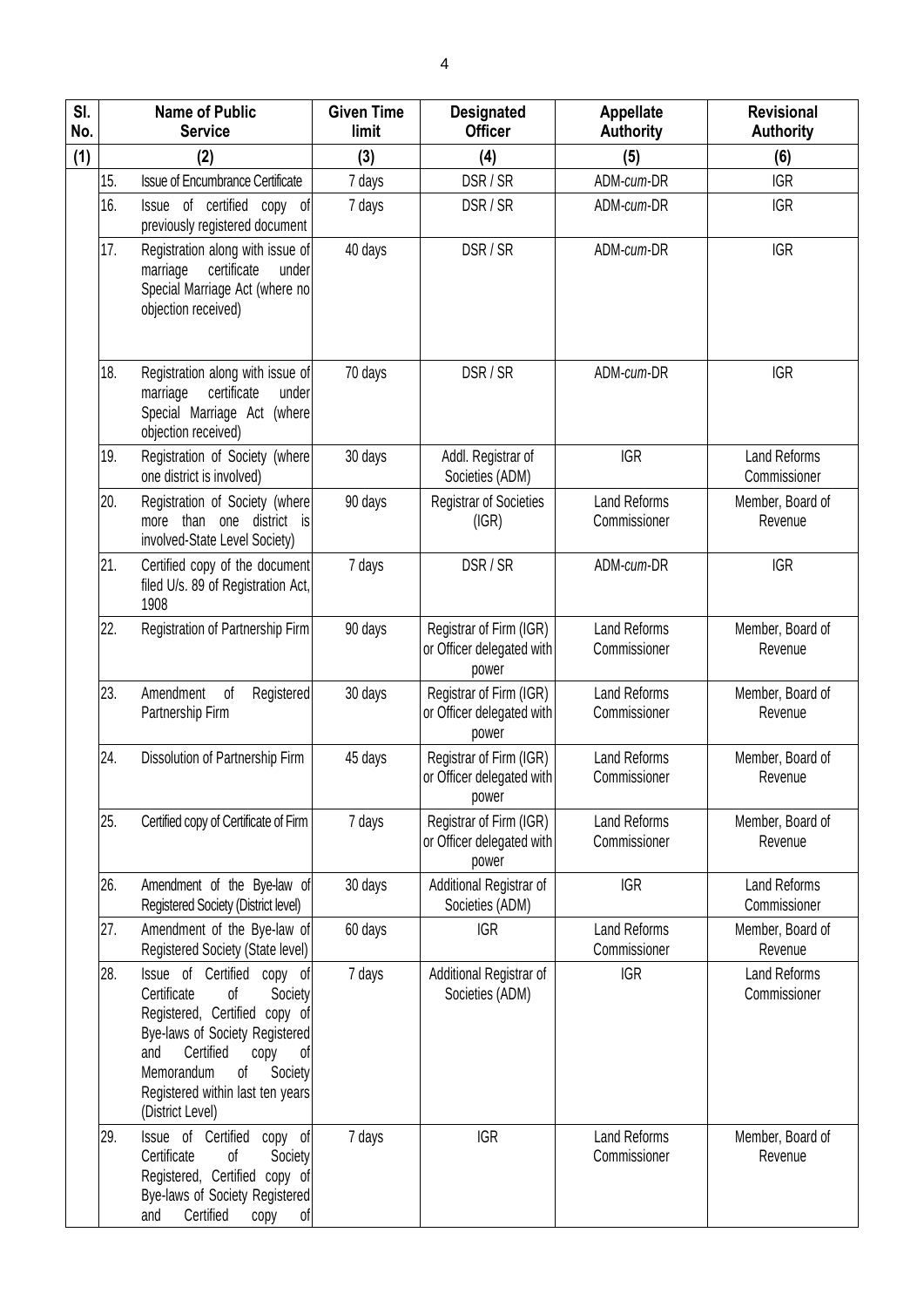| Sl. No. | Name of Public Service | | Given Time limit | Designated Officer | Appellate Authority | Revisional Authority |
|---|---|---|---|---|---|---|
| (1) | (2) | | (3) | (4) | (5) | (6) |
| | 15. | Issue of Encumbrance Certificate | 7 days | DSR / SR | ADM-*cum*-DR | IGR |
| | 16. | Issue of certified copy of previously registered document | 7 days | DSR / SR | ADM-*cum*-DR | IGR |
| | 17. | Registration along with issue of marriage certificate under Special Marriage Act (where no objection received) | 40 days | DSR / SR | ADM-*cum*-DR | IGR |
| | 18. | Registration along with issue of marriage certificate under Special Marriage Act (where objection received) | 70 days | DSR / SR | ADM-*cum*-DR | IGR |
| | 19. | Registration of Society (where one district is involved) | 30 days | Addl. Registrar of Societies (ADM) | IGR | Land Reforms Commissioner |
| | 20. | Registration of Society (where more than one district is involved-State Level Society) | 90 days | Registrar of Societies (IGR) | Land Reforms Commissioner | Member, Board of Revenue |
| | 21. | Certified copy of the document filed U/s. 89 of Registration Act, 1908 | 7 days | DSR / SR | ADM-*cum*-DR | IGR |
| | 22. | Registration of Partnership Firm | 90 days | Registrar of Firm (IGR) or Officer delegated with power | Land Reforms Commissioner | Member, Board of Revenue |
| | 23. | Amendment of Registered Partnership Firm | 30 days | Registrar of Firm (IGR) or Officer delegated with power | Land Reforms Commissioner | Member, Board of Revenue |
| | 24. | Dissolution of Partnership Firm | 45 days | Registrar of Firm (IGR) or Officer delegated with power | Land Reforms Commissioner | Member, Board of Revenue |
| | 25. | Certified copy of Certificate of Firm | 7 days | Registrar of Firm (IGR) or Officer delegated with power | Land Reforms Commissioner | Member, Board of Revenue |
| | 26. | Amendment of the Bye-law of Registered Society (District level) | 30 days | Additional Registrar of Societies (ADM) | IGR | Land Reforms Commissioner |
| | 27. | Amendment of the Bye-law of Registered Society (State level) | 60 days | IGR | Land Reforms Commissioner | Member, Board of Revenue |
| | 28. | Issue of Certified copy of Certificate of Society Registered, Certified copy of Bye-laws of Society Registered and Certified copy of Memorandum of Society Registered within last ten years (District Level) | 7 days | Additional Registrar of Societies (ADM) | IGR | Land Reforms Commissioner |
| | 29. | Issue of Certified copy of Certificate of Society Registered, Certified copy of Bye-laws of Society Registered and Certified copy of | 7 days | IGR | Land Reforms Commissioner | Member, Board of Revenue |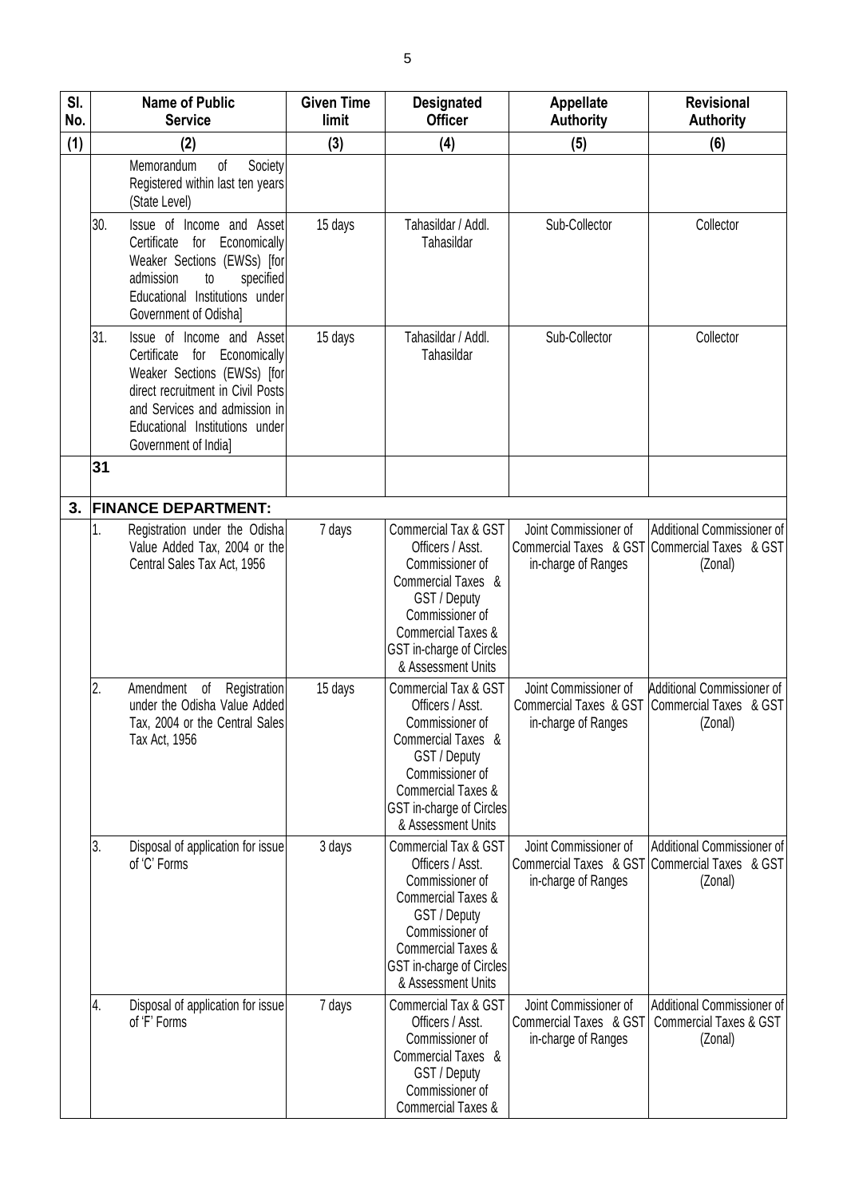| Sl. No. | Name of Public Service | Given Time limit | Designated Officer | Appellate Authority | Revisional Authority |
|---|---|---|---|---|---|
| (1) | (2) | (3) | (4) | (5) | (6) |
| | Memorandum of Society Registered within last ten years (State Level) | | | | |
| | 30. Issue of Income and Asset Certificate for Economically Weaker Sections (EWSs) [for admission to specified Educational Institutions under Government of Odisha] | 15 days | Tahasildar / Addl. Tahasildar | Sub-Collector | Collector |
| | 31. Issue of Income and Asset Certificate for Economically Weaker Sections (EWSs) [for direct recruitment in Civil Posts and Services and admission in Educational Institutions under Government of India] | 15 days | Tahasildar / Addl. Tahasildar | Sub-Collector | Collector |
| | **31** | | | | |
| **3.** | **FINANCE DEPARTMENT:** | | | | |
| | 1. Registration under the Odisha Value Added Tax, 2004 or the Central Sales Tax Act, 1956 | 7 days | Commercial Tax & GST Officers / Asst. Commissioner of Commercial Taxes & GST / Deputy Commissioner of Commercial Taxes & GST in-charge of Circles & Assessment Units | Joint Commissioner of Commercial Taxes & GST in-charge of Ranges | Additional Commissioner of Commercial Taxes & GST (Zonal) |
| | 2. Amendment of Registration under the Odisha Value Added Tax, 2004 or the Central Sales Tax Act, 1956 | 15 days | Commercial Tax & GST Officers / Asst. Commissioner of Commercial Taxes & GST / Deputy Commissioner of Commercial Taxes & GST in-charge of Circles & Assessment Units | Joint Commissioner of Commercial Taxes & GST in-charge of Ranges | Additional Commissioner of Commercial Taxes & GST (Zonal) |
| | 3. Disposal of application for issue of 'C' Forms | 3 days | Commercial Tax & GST Officers / Asst. Commissioner of Commercial Taxes & GST / Deputy Commissioner of Commercial Taxes & GST in-charge of Circles & Assessment Units | Joint Commissioner of Commercial Taxes & GST in-charge of Ranges | Additional Commissioner of Commercial Taxes & GST (Zonal) |
| | 4. Disposal of application for issue of 'F' Forms | 7 days | Commercial Tax & GST Officers / Asst. Commissioner of Commercial Taxes & GST / Deputy Commissioner of Commercial Taxes & | Joint Commissioner of Commercial Taxes & GST in-charge of Ranges | Additional Commissioner of Commercial Taxes & GST (Zonal) |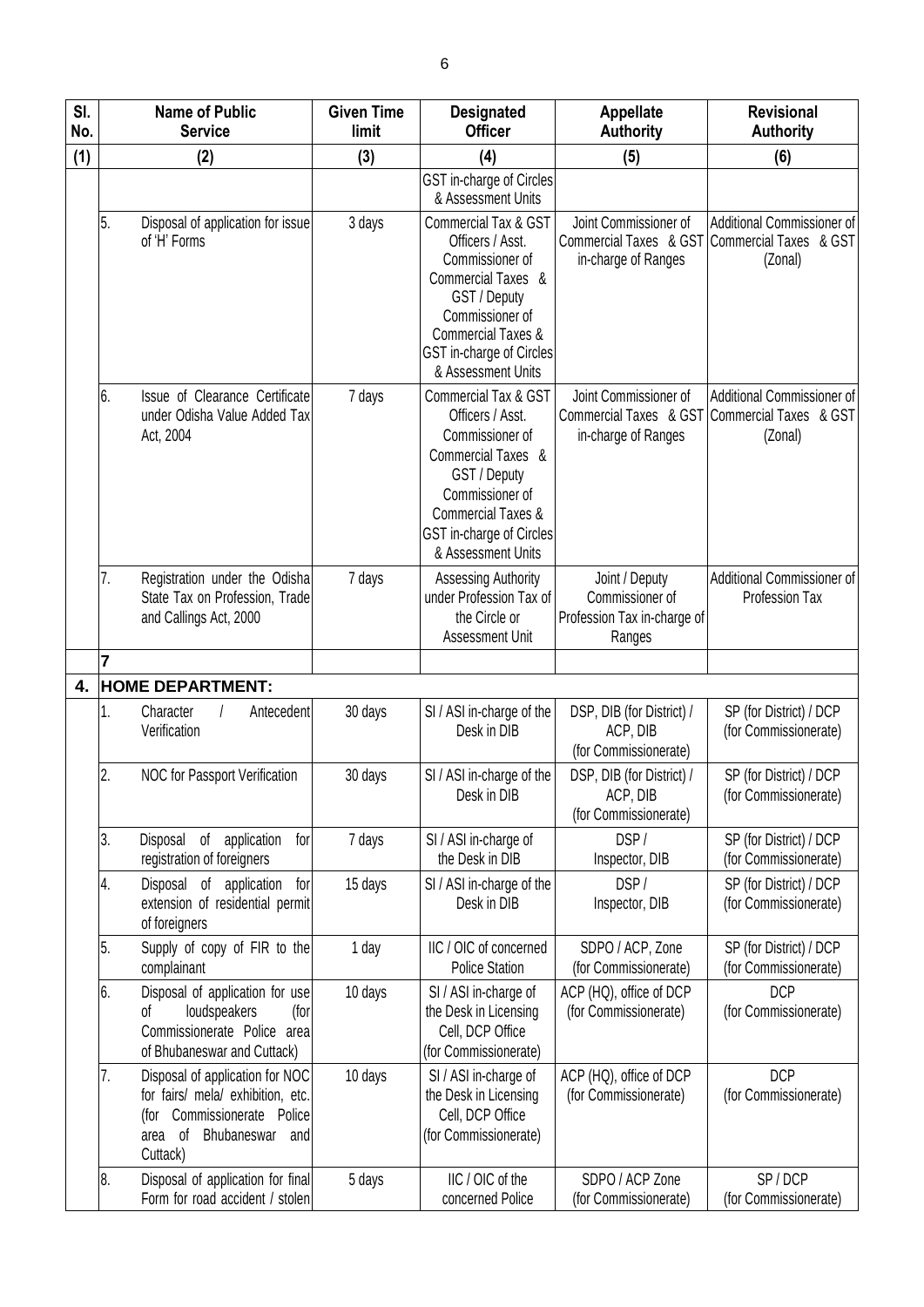| Sl. No. | | Name of Public Service | Given Time limit | Designated Officer | Appellate Authority | Revisional Authority |
|---|---|---|---|---|---|---|
| (1) | | (2) | (3) | (4) | (5) | (6) |
| | | | | GST in-charge of Circles & Assessment Units | | |
| | 5. | Disposal of application for issue of 'H' Forms | 3 days | Commercial Tax & GST Officers / Asst. Commissioner of Commercial Taxes & GST / Deputy Commissioner of Commercial Taxes & GST in-charge of Circles & Assessment Units | Joint Commissioner of Commercial Taxes & GST in-charge of Ranges | Additional Commissioner of Commercial Taxes & GST (Zonal) |
| | 6. | Issue of Clearance Certificate under Odisha Value Added Tax Act, 2004 | 7 days | Commercial Tax & GST Officers / Asst. Commissioner of Commercial Taxes & GST / Deputy Commissioner of Commercial Taxes & GST in-charge of Circles & Assessment Units | Joint Commissioner of Commercial Taxes & GST in-charge of Ranges | Additional Commissioner of Commercial Taxes & GST (Zonal) |
| | 7. | Registration under the Odisha State Tax on Profession, Trade and Callings Act, 2000 | 7 days | Assessing Authority under Profession Tax of the Circle or Assessment Unit | Joint / Deputy Commissioner of Profession Tax in-charge of Ranges | Additional Commissioner of Profession Tax |
| | **7** | | | | | |
| **4.** | **HOME DEPARTMENT:** | | | | | |
| | 1. | Character / Antecedent Verification | 30 days | SI / ASI in-charge of the Desk in DIB | DSP, DIB (for District) / ACP, DIB (for Commissionerate) | SP (for District) / DCP (for Commissionerate) |
| | 2. | NOC for Passport Verification | 30 days | SI / ASI in-charge of the Desk in DIB | DSP, DIB (for District) / ACP, DIB (for Commissionerate) | SP (for District) / DCP (for Commissionerate) |
| | 3. | Disposal of application for registration of foreigners | 7 days | SI / ASI in-charge of the Desk in DIB | DSP / Inspector, DIB | SP (for District) / DCP (for Commissionerate) |
| | 4. | Disposal of application for extension of residential permit of foreigners | 15 days | SI / ASI in-charge of the Desk in DIB | DSP / Inspector, DIB | SP (for District) / DCP (for Commissionerate) |
| | 5. | Supply of copy of FIR to the complainant | 1 day | IIC / OIC of concerned Police Station | SDPO / ACP, Zone (for Commissionerate) | SP (for District) / DCP (for Commissionerate) |
| | 6. | Disposal of application for use of loudspeakers (for Commissionerate Police area of Bhubaneswar and Cuttack) | 10 days | SI / ASI in-charge of the Desk in Licensing Cell, DCP Office (for Commissionerate) | ACP (HQ), office of DCP (for Commissionerate) | DCP (for Commissionerate) |
| | 7. | Disposal of application for NOC for fairs/ mela/ exhibition, etc. (for Commissionerate Police area of Bhubaneswar and Cuttack) | 10 days | SI / ASI in-charge of the Desk in Licensing Cell, DCP Office (for Commissionerate) | ACP (HQ), office of DCP (for Commissionerate) | DCP (for Commissionerate) |
| | 8. | Disposal of application for final Form for road accident / stolen | 5 days | IIC / OIC of the concerned Police | SDPO / ACP Zone (for Commissionerate) | SP / DCP (for Commissionerate) |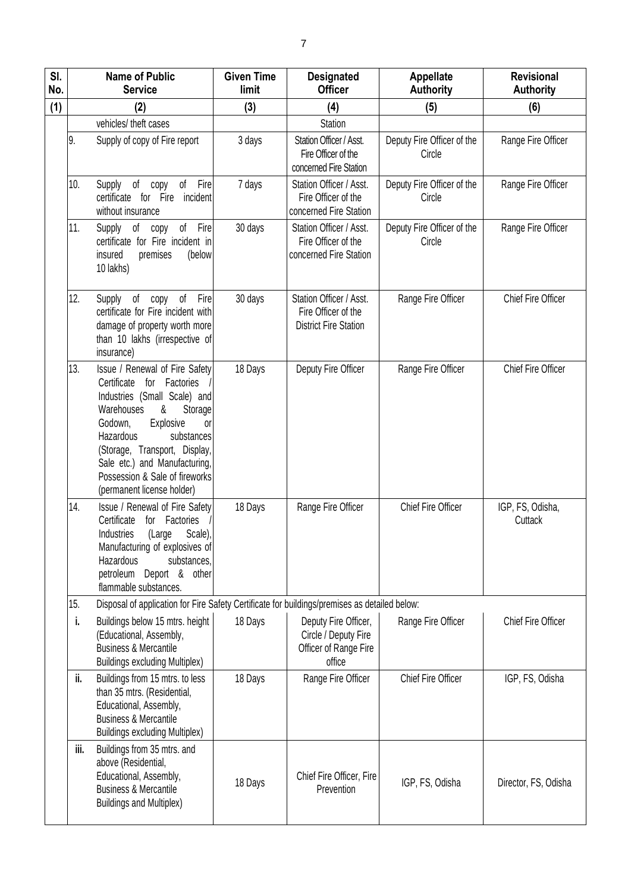| Sl. No. | Name of Public Service | | Given Time limit | Designated Officer | Appellate Authority | Revisional Authority |
|---|---|---|---|---|---|---|
| (1) | (2) | | (3) | (4) | (5) | (6) |
| | | vehicles/ theft cases | | Station | | |
| | 9. | Supply of copy of Fire report | 3 days | Station Officer / Asst. Fire Officer of the concerned Fire Station | Deputy Fire Officer of the Circle | Range Fire Officer |
| | 10. | Supply of copy of Fire certificate for Fire incident without insurance | 7 days | Station Officer / Asst. Fire Officer of the concerned Fire Station | Deputy Fire Officer of the Circle | Range Fire Officer |
| | 11. | Supply of copy of Fire certificate for Fire incident in insured premises (below 10 lakhs) | 30 days | Station Officer / Asst. Fire Officer of the concerned Fire Station | Deputy Fire Officer of the Circle | Range Fire Officer |
| | 12. | Supply of copy of Fire certificate for Fire incident with damage of property worth more than 10 lakhs (irrespective of insurance) | 30 days | Station Officer / Asst. Fire Officer of the District Fire Station | Range Fire Officer | Chief Fire Officer |
| | 13. | Issue / Renewal of Fire Safety Certificate for Factories / Industries (Small Scale) and Warehouses & Storage Godown, Explosive or Hazardous substances (Storage, Transport, Display, Sale etc.) and Manufacturing, Possession & Sale of fireworks (permanent license holder) | 18 Days | Deputy Fire Officer | Range Fire Officer | Chief Fire Officer |
| | 14. | Issue / Renewal of Fire Safety Certificate for Factories / Industries (Large Scale), Manufacturing of explosives of Hazardous substances, petroleum Deport & other flammable substances. | 18 Days | Range Fire Officer | Chief Fire Officer | IGP, FS, Odisha, Cuttack |
| | 15. | Disposal of application for Fire Safety Certificate for buildings/premises as detailed below: | | | | |
| | i. | Buildings below 15 mtrs. height (Educational, Assembly, Business & Mercantile Buildings excluding Multiplex) | 18 Days | Deputy Fire Officer, Circle / Deputy Fire Officer of Range Fire office | Range Fire Officer | Chief Fire Officer |
| | ii. | Buildings from 15 mtrs. to less than 35 mtrs. (Residential, Educational, Assembly, Business & Mercantile Buildings excluding Multiplex) | 18 Days | Range Fire Officer | Chief Fire Officer | IGP, FS, Odisha |
| | iii. | Buildings from 35 mtrs. and above (Residential, Educational, Assembly, Business & Mercantile Buildings and Multiplex) | 18 Days | Chief Fire Officer, Fire Prevention | IGP, FS, Odisha | Director, FS, Odisha |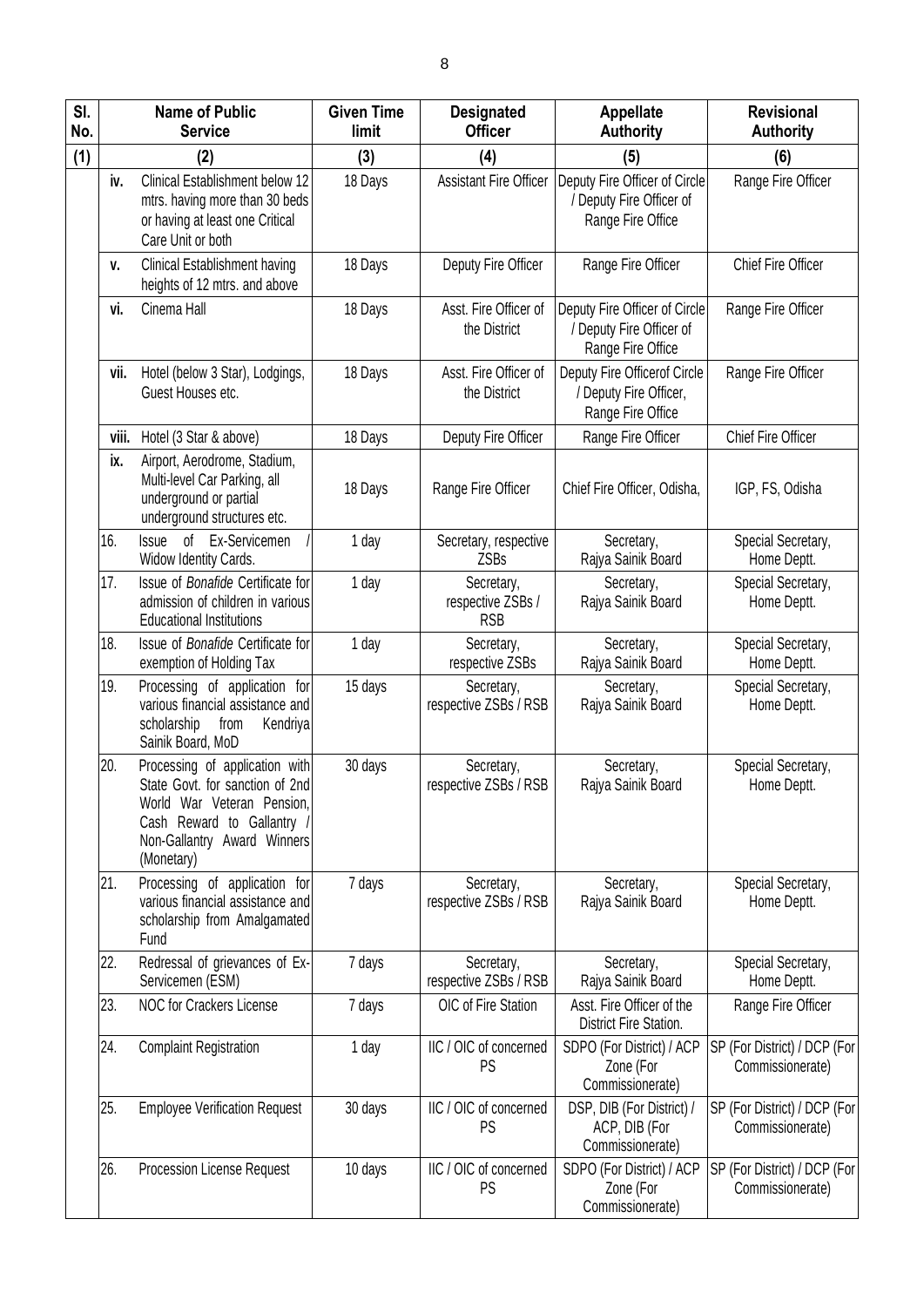| Sl. No. | | Name of Public Service | Given Time limit | Designated Officer | Appellate Authority | Revisional Authority |
|---|---|---|---|---|---|---|
| (1) | | (2) | (3) | (4) | (5) | (6) |
| | iv. | Clinical Establishment below 12 mtrs. having more than 30 beds or having at least one Critical Care Unit or both | 18 Days | Assistant Fire Officer | Deputy Fire Officer of Circle / Deputy Fire Officer of Range Fire Office | Range Fire Officer |
| | v. | Clinical Establishment having heights of 12 mtrs. and above | 18 Days | Deputy Fire Officer | Range Fire Officer | Chief Fire Officer |
| | vi. | Cinema Hall | 18 Days | Asst. Fire Officer of the District | Deputy Fire Officer of Circle / Deputy Fire Officer of Range Fire Office | Range Fire Officer |
| | vii. | Hotel (below 3 Star), Lodgings, Guest Houses etc. | 18 Days | Asst. Fire Officer of the District | Deputy Fire Officerof Circle / Deputy Fire Officer, Range Fire Office | Range Fire Officer |
| | viii. | Hotel (3 Star & above) | 18 Days | Deputy Fire Officer | Range Fire Officer | Chief Fire Officer |
| | ix. | Airport, Aerodrome, Stadium, Multi-level Car Parking, all underground or partial underground structures etc. | 18 Days | Range Fire Officer | Chief Fire Officer, Odisha, | IGP, FS, Odisha |
| 16. | | Issue of Ex-Servicemen / Widow Identity Cards. | 1 day | Secretary, respective ZSBs | Secretary, Rajya Sainik Board | Special Secretary, Home Deptt. |
| 17. | | Issue of *Bonafide* Certificate for admission of children in various Educational Institutions | 1 day | Secretary, respective ZSBs / RSB | Secretary, Rajya Sainik Board | Special Secretary, Home Deptt. |
| 18. | | Issue of *Bonafide* Certificate for exemption of Holding Tax | 1 day | Secretary, respective ZSBs | Secretary, Rajya Sainik Board | Special Secretary, Home Deptt. |
| 19. | | Processing of application for various financial assistance and scholarship from Kendriya Sainik Board, MoD | 15 days | Secretary, respective ZSBs / RSB | Secretary, Rajya Sainik Board | Special Secretary, Home Deptt. |
| 20. | | Processing of application with State Govt. for sanction of 2nd World War Veteran Pension, Cash Reward to Gallantry / Non-Gallantry Award Winners (Monetary) | 30 days | Secretary, respective ZSBs / RSB | Secretary, Rajya Sainik Board | Special Secretary, Home Deptt. |
| 21. | | Processing of application for various financial assistance and scholarship from Amalgamated Fund | 7 days | Secretary, respective ZSBs / RSB | Secretary, Rajya Sainik Board | Special Secretary, Home Deptt. |
| 22. | | Redressal of grievances of Ex-Servicemen (ESM) | 7 days | Secretary, respective ZSBs / RSB | Secretary, Rajya Sainik Board | Special Secretary, Home Deptt. |
| 23. | | NOC for Crackers License | 7 days | OIC of Fire Station | Asst. Fire Officer of the District Fire Station. | Range Fire Officer |
| 24. | | Complaint Registration | 1 day | IIC / OIC of concerned PS | SDPO (For District) / ACP Zone (For Commissionerate) | SP (For District) / DCP (For Commissionerate) |
| 25. | | Employee Verification Request | 30 days | IIC / OIC of concerned PS | DSP, DIB (For District) / ACP, DIB (For Commissionerate) | SP (For District) / DCP (For Commissionerate) |
| 26. | | Procession License Request | 10 days | IIC / OIC of concerned PS | SDPO (For District) / ACP Zone (For Commissionerate) | SP (For District) / DCP (For Commissionerate) |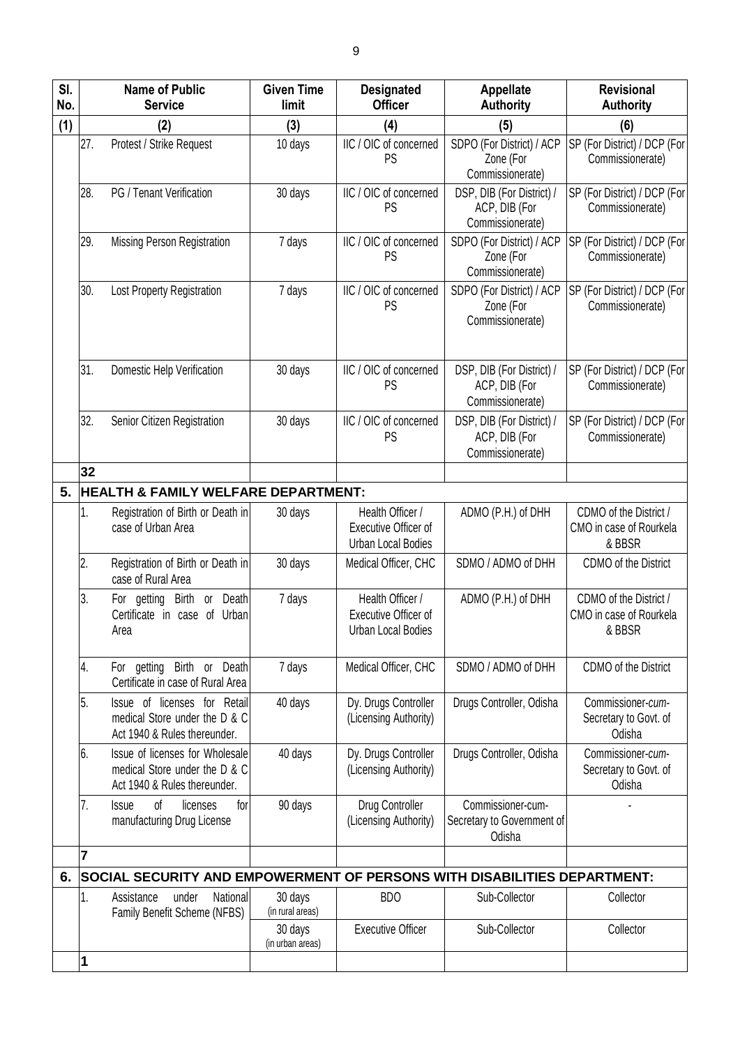| Sl. No. | | Name of Public Service | Given Time limit | Designated Officer | Appellate Authority | Revisional Authority |
|---|---|---|---|---|---|---|
| (1) | | (2) | (3) | (4) | (5) | (6) |
| | 27. | Protest / Strike Request | 10 days | IIC / OIC of concerned PS | SDPO (For District) / ACP Zone (For Commissionerate) | SP (For District) / DCP (For Commissionerate) |
| | 28. | PG / Tenant Verification | 30 days | IIC / OIC of concerned PS | DSP, DIB (For District) / ACP, DIB (For Commissionerate) | SP (For District) / DCP (For Commissionerate) |
| | 29. | Missing Person Registration | 7 days | IIC / OIC of concerned PS | SDPO (For District) / ACP Zone (For Commissionerate) | SP (For District) / DCP (For Commissionerate) |
| | 30. | Lost Property Registration | 7 days | IIC / OIC of concerned PS | SDPO (For District) / ACP Zone (For Commissionerate) | SP (For District) / DCP (For Commissionerate) |
| | 31. | Domestic Help Verification | 30 days | IIC / OIC of concerned PS | DSP, DIB (For District) / ACP, DIB (For Commissionerate) | SP (For District) / DCP (For Commissionerate) |
| | 32. | Senior Citizen Registration | 30 days | IIC / OIC of concerned PS | DSP, DIB (For District) / ACP, DIB (For Commissionerate) | SP (For District) / DCP (For Commissionerate) |
| | **32** | | | | | |
| **5.** | **HEALTH & FAMILY WELFARE DEPARTMENT:** | | | | | |
| | 1. | Registration of Birth or Death in case of Urban Area | 30 days | Health Officer / Executive Officer of Urban Local Bodies | ADMO (P.H.) of DHH | CDMO of the District / CMO in case of Rourkela & BBSR |
| | 2. | Registration of Birth or Death in case of Rural Area | 30 days | Medical Officer, CHC | SDMO / ADMO of DHH | CDMO of the District |
| | 3. | For getting Birth or Death Certificate in case of Urban Area | 7 days | Health Officer / Executive Officer of Urban Local Bodies | ADMO (P.H.) of DHH | CDMO of the District / CMO in case of Rourkela & BBSR |
| | 4. | For getting Birth or Death Certificate in case of Rural Area | 7 days | Medical Officer, CHC | SDMO / ADMO of DHH | CDMO of the District |
| | 5. | Issue of licenses for Retail medical Store under the D & C Act 1940 & Rules thereunder. | 40 days | Dy. Drugs Controller (Licensing Authority) | Drugs Controller, Odisha | Commissioner-*cum*-Secretary to Govt. of Odisha |
| | 6. | Issue of licenses for Wholesale medical Store under the D & C Act 1940 & Rules thereunder. | 40 days | Dy. Drugs Controller (Licensing Authority) | Drugs Controller, Odisha | Commissioner-*cum*-Secretary to Govt. of Odisha |
| | 7. | Issue of licenses for manufacturing Drug License | 90 days | Drug Controller (Licensing Authority) | Commissioner-cum-Secretary to Government of Odisha | - |
| | **7** | | | | | |
| **6.** | **SOCIAL SECURITY AND EMPOWERMENT OF PERSONS WITH DISABILITIES DEPARTMENT:** | | | | | |
| | 1. | Assistance under National Family Benefit Scheme (NFBS) | 30 days (in rural areas) | BDO | Sub-Collector | Collector |
| | | | 30 days (in urban areas) | Executive Officer | Sub-Collector | Collector |
| | **1** | | | | | |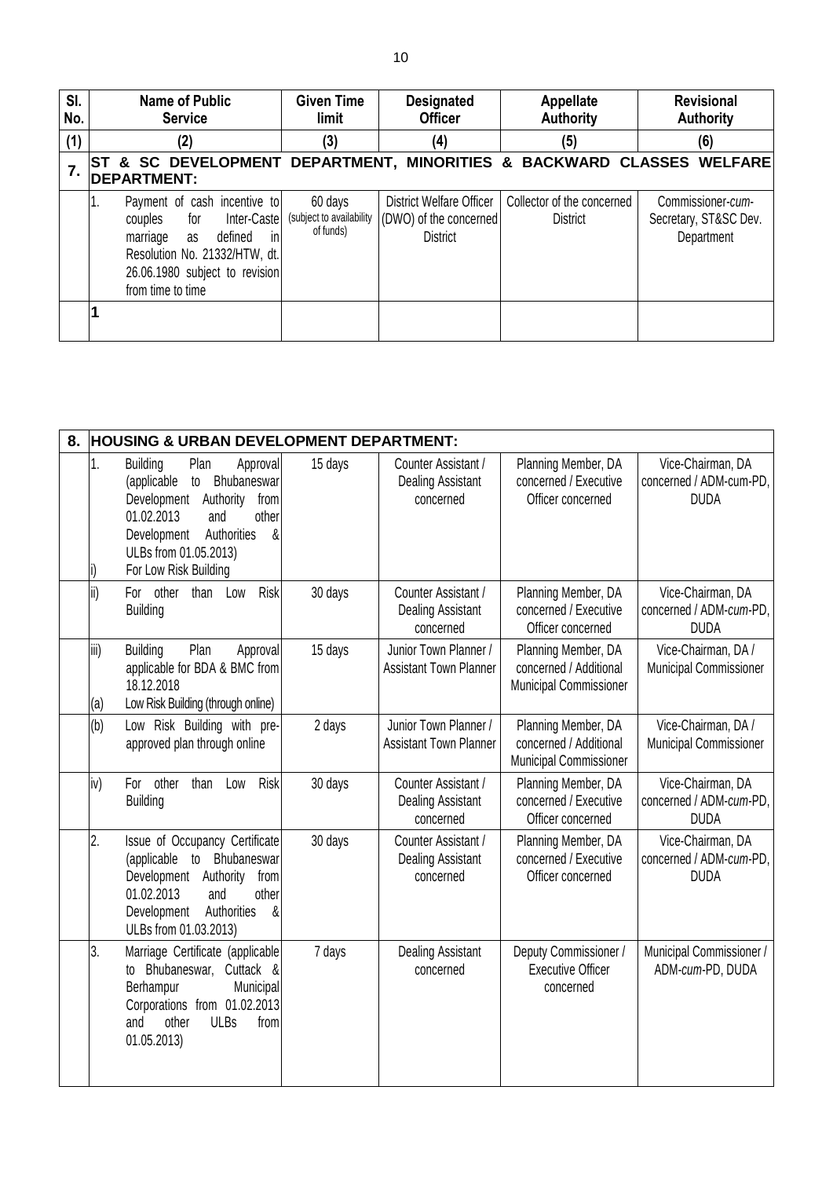| Sl. No. | | Name of Public Service | Given Time limit | Designated Officer | Appellate Authority | Revisional Authority |
|---|---|---|---|---|---|---|
| (1) | | (2) | (3) | (4) | (5) | (6) |
| 7. | **ST & SC DEVELOPMENT DEPARTMENT, MINORITIES & BACKWARD CLASSES WELFARE DEPARTMENT:** | | | | | |
| | 1. | Payment of cash incentive to couples for Inter-Caste marriage as defined in Resolution No. 21332/HTW, dt. 26.06.1980 subject to revision from time to time | 60 days (subject to availability of funds) | District Welfare Officer (DWO) of the concerned District | Collector of the concerned District | Commissioner-*cum*-Secretary, ST&SC Dev. Department |
| | 1 | | | | | |

| | | | | | | |
|---|---|---|---|---|---|---|
| 8. | **HOUSING & URBAN DEVELOPMENT DEPARTMENT:** | | | | | |
| | 1. i) | Building Plan Approval (applicable to Bhubaneswar Development Authority from 01.02.2013 and other Development Authorities & ULBs from 01.05.2013) For Low Risk Building | 15 days | Counter Assistant / Dealing Assistant concerned | Planning Member, DA concerned / Executive Officer concerned | Vice-Chairman, DA concerned / ADM-cum-PD, DUDA |
| | ii) | For other than Low Risk Building | 30 days | Counter Assistant / Dealing Assistant concerned | Planning Member, DA concerned / Executive Officer concerned | Vice-Chairman, DA concerned / ADM-*cum*-PD, DUDA |
| | iii) (a) | Building Plan Approval applicable for BDA & BMC from 18.12.2018 Low Risk Building (through online) | 15 days | Junior Town Planner / Assistant Town Planner | Planning Member, DA concerned / Additional Municipal Commissioner | Vice-Chairman, DA / Municipal Commissioner |
| | (b) | Low Risk Building with pre-approved plan through online | 2 days | Junior Town Planner / Assistant Town Planner | Planning Member, DA concerned / Additional Municipal Commissioner | Vice-Chairman, DA / Municipal Commissioner |
| | iv) | For other than Low Risk Building | 30 days | Counter Assistant / Dealing Assistant concerned | Planning Member, DA concerned / Executive Officer concerned | Vice-Chairman, DA concerned / ADM-*cum*-PD, DUDA |
| | 2. | Issue of Occupancy Certificate (applicable to Bhubaneswar Development Authority from 01.02.2013 and other Development Authorities & ULBs from 01.03.2013) | 30 days | Counter Assistant / Dealing Assistant concerned | Planning Member, DA concerned / Executive Officer concerned | Vice-Chairman, DA concerned / ADM-*cum*-PD, DUDA |
| | 3. | Marriage Certificate (applicable to Bhubaneswar, Cuttack & Berhampur Municipal Corporations from 01.02.2013 and other ULBs from 01.05.2013) | 7 days | Dealing Assistant concerned | Deputy Commissioner / Executive Officer concerned | Municipal Commissioner / ADM-*cum*-PD, DUDA |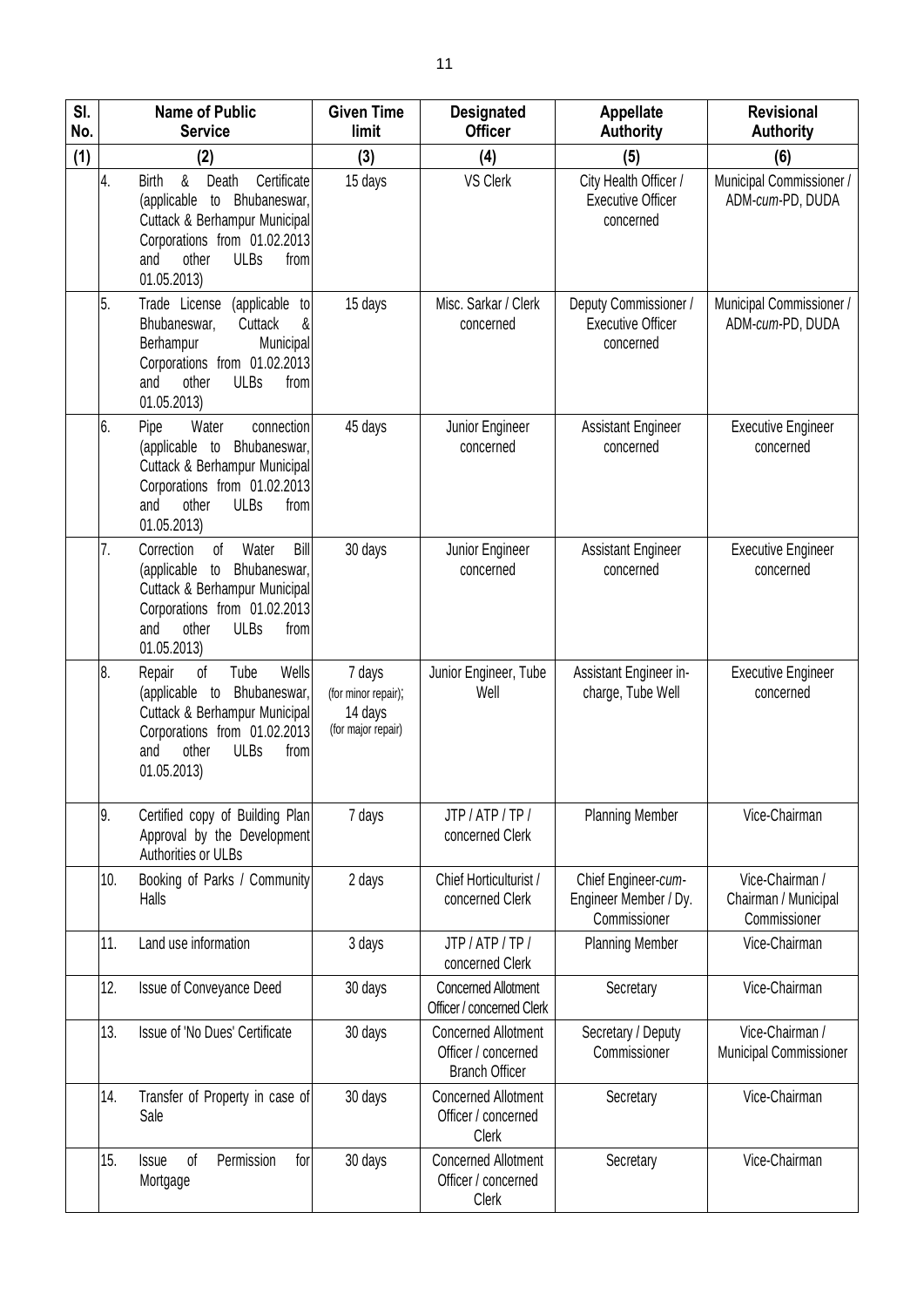| Sl. No. | Name of Public Service | | Given Time limit | Designated Officer | Appellate Authority | Revisional Authority |
|---|---|---|---|---|---|---|
| (1) | (2) | | (3) | (4) | (5) | (6) |
| | 4. | Birth & Death Certificate (applicable to Bhubaneswar, Cuttack & Berhampur Municipal Corporations from 01.02.2013 and other ULBs from 01.05.2013) | 15 days | VS Clerk | City Health Officer / Executive Officer concerned | Municipal Commissioner / ADM-*cum*-PD, DUDA |
| | 5. | Trade License (applicable to Bhubaneswar, Cuttack & Berhampur Municipal Corporations from 01.02.2013 and other ULBs from 01.05.2013) | 15 days | Misc. Sarkar / Clerk concerned | Deputy Commissioner / Executive Officer concerned | Municipal Commissioner / ADM-*cum*-PD, DUDA |
| | 6. | Pipe Water connection (applicable to Bhubaneswar, Cuttack & Berhampur Municipal Corporations from 01.02.2013 and other ULBs from 01.05.2013) | 45 days | Junior Engineer concerned | Assistant Engineer concerned | Executive Engineer concerned |
| | 7. | Correction of Water Bill (applicable to Bhubaneswar, Cuttack & Berhampur Municipal Corporations from 01.02.2013 and other ULBs from 01.05.2013) | 30 days | Junior Engineer concerned | Assistant Engineer concerned | Executive Engineer concerned |
| | 8. | Repair of Tube Wells (applicable to Bhubaneswar, Cuttack & Berhampur Municipal Corporations from 01.02.2013 and other ULBs from 01.05.2013) | 7 days (for minor repair); 14 days (for major repair) | Junior Engineer, Tube Well | Assistant Engineer in-charge, Tube Well | Executive Engineer concerned |
| | 9. | Certified copy of Building Plan Approval by the Development Authorities or ULBs | 7 days | JTP / ATP / TP / concerned Clerk | Planning Member | Vice-Chairman |
| | 10. | Booking of Parks / Community Halls | 2 days | Chief Horticulturist / concerned Clerk | Chief Engineer-*cum*-Engineer Member / Dy. Commissioner | Vice-Chairman / Chairman / Municipal Commissioner |
| | 11. | Land use information | 3 days | JTP / ATP / TP / concerned Clerk | Planning Member | Vice-Chairman |
| | 12. | Issue of Conveyance Deed | 30 days | Concerned Allotment Officer / concerned Clerk | Secretary | Vice-Chairman |
| | 13. | Issue of 'No Dues' Certificate | 30 days | Concerned Allotment Officer / concerned Branch Officer | Secretary / Deputy Commissioner | Vice-Chairman / Municipal Commissioner |
| | 14. | Transfer of Property in case of Sale | 30 days | Concerned Allotment Officer / concerned Clerk | Secretary | Vice-Chairman |
| | 15. | Issue of Permission for Mortgage | 30 days | Concerned Allotment Officer / concerned Clerk | Secretary | Vice-Chairman |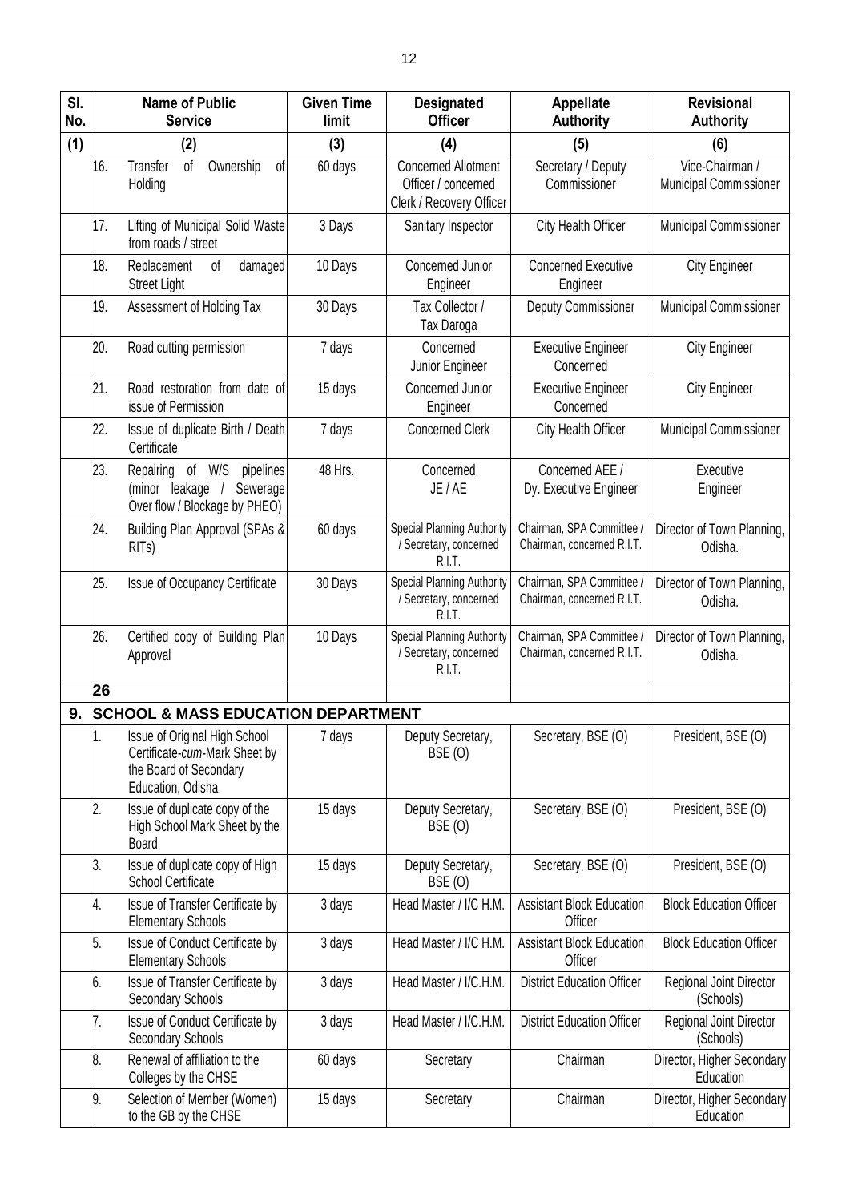| Sl. No. | | Name of Public Service | Given Time limit | Designated Officer | Appellate Authority | Revisional Authority |
|---|---|---|---|---|---|---|
| (1) | | (2) | (3) | (4) | (5) | (6) |
| | 16. | Transfer of Ownership of Holding | 60 days | Concerned Allotment Officer / concerned Clerk / Recovery Officer | Secretary / Deputy Commissioner | Vice-Chairman / Municipal Commissioner |
| | 17. | Lifting of Municipal Solid Waste from roads / street | 3 Days | Sanitary Inspector | City Health Officer | Municipal Commissioner |
| | 18. | Replacement of damaged Street Light | 10 Days | Concerned Junior Engineer | Concerned Executive Engineer | City Engineer |
| | 19. | Assessment of Holding Tax | 30 Days | Tax Collector / Tax Daroga | Deputy Commissioner | Municipal Commissioner |
| | 20. | Road cutting permission | 7 days | Concerned Junior Engineer | Executive Engineer Concerned | City Engineer |
| | 21. | Road restoration from date of issue of Permission | 15 days | Concerned Junior Engineer | Executive Engineer Concerned | City Engineer |
| | 22. | Issue of duplicate Birth / Death Certificate | 7 days | Concerned Clerk | City Health Officer | Municipal Commissioner |
| | 23. | Repairing of W/S pipelines (minor leakage / Sewerage Over flow / Blockage by PHEO) | 48 Hrs. | Concerned JE / AE | Concerned AEE / Dy. Executive Engineer | Executive Engineer |
| | 24. | Building Plan Approval (SPAs & RITs) | 60 days | Special Planning Authority / Secretary, concerned R.I.T. | Chairman, SPA Committee / Chairman, concerned R.I.T. | Director of Town Planning, Odisha. |
| | 25. | Issue of Occupancy Certificate | 30 Days | Special Planning Authority / Secretary, concerned R.I.T. | Chairman, SPA Committee / Chairman, concerned R.I.T. | Director of Town Planning, Odisha. |
| | 26. | Certified copy of Building Plan Approval | 10 Days | Special Planning Authority / Secretary, concerned R.I.T. | Chairman, SPA Committee / Chairman, concerned R.I.T. | Director of Town Planning, Odisha. |
| | **26** | | | | | |
| **9.** | **SCHOOL & MASS EDUCATION DEPARTMENT** | | | | | |
| | 1. | Issue of Original High School Certificate-*cum*-Mark Sheet by the Board of Secondary Education, Odisha | 7 days | Deputy Secretary, BSE (O) | Secretary, BSE (O) | President, BSE (O) |
| | 2. | Issue of duplicate copy of the High School Mark Sheet by the Board | 15 days | Deputy Secretary, BSE (O) | Secretary, BSE (O) | President, BSE (O) |
| | 3. | Issue of duplicate copy of High School Certificate | 15 days | Deputy Secretary, BSE (O) | Secretary, BSE (O) | President, BSE (O) |
| | 4. | Issue of Transfer Certificate by Elementary Schools | 3 days | Head Master / I/C H.M. | Assistant Block Education Officer | Block Education Officer |
| | 5. | Issue of Conduct Certificate by Elementary Schools | 3 days | Head Master / I/C H.M. | Assistant Block Education Officer | Block Education Officer |
| | 6. | Issue of Transfer Certificate by Secondary Schools | 3 days | Head Master / I/C.H.M. | District Education Officer | Regional Joint Director (Schools) |
| | 7. | Issue of Conduct Certificate by Secondary Schools | 3 days | Head Master / I/C.H.M. | District Education Officer | Regional Joint Director (Schools) |
| | 8. | Renewal of affiliation to the Colleges by the CHSE | 60 days | Secretary | Chairman | Director, Higher Secondary Education |
| | 9. | Selection of Member (Women) to the GB by the CHSE | 15 days | Secretary | Chairman | Director, Higher Secondary Education |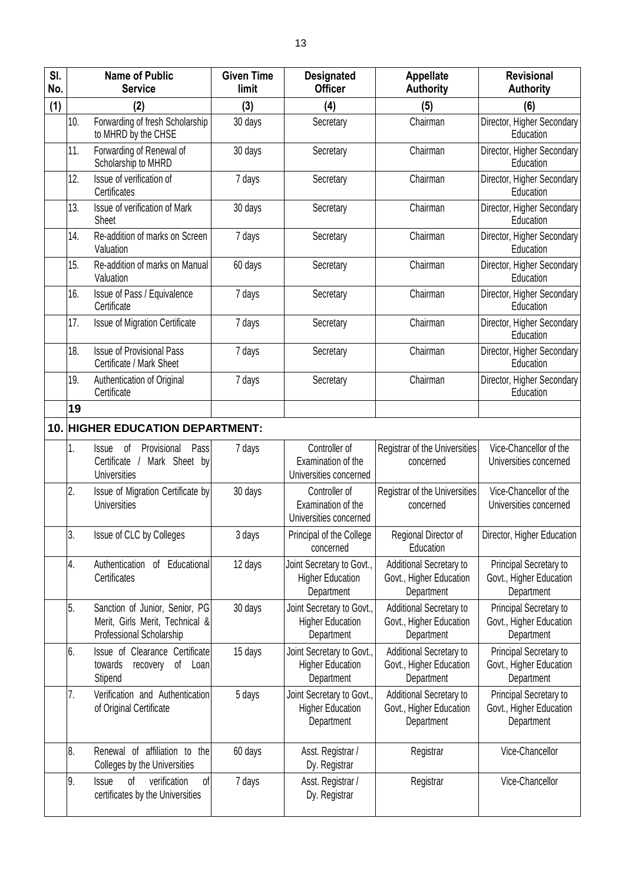| Sl. No. | | Name of Public Service | Given Time limit | Designated Officer | Appellate Authority | Revisional Authority |
|---|---|---|---|---|---|---|
| (1) | | (2) | (3) | (4) | (5) | (6) |
| | 10. | Forwarding of fresh Scholarship to MHRD by the CHSE | 30 days | Secretary | Chairman | Director, Higher Secondary Education |
| | 11. | Forwarding of Renewal of Scholarship to MHRD | 30 days | Secretary | Chairman | Director, Higher Secondary Education |
| | 12. | Issue of verification of Certificates | 7 days | Secretary | Chairman | Director, Higher Secondary Education |
| | 13. | Issue of verification of Mark Sheet | 30 days | Secretary | Chairman | Director, Higher Secondary Education |
| | 14. | Re-addition of marks on Screen Valuation | 7 days | Secretary | Chairman | Director, Higher Secondary Education |
| | 15. | Re-addition of marks on Manual Valuation | 60 days | Secretary | Chairman | Director, Higher Secondary Education |
| | 16. | Issue of Pass / Equivalence Certificate | 7 days | Secretary | Chairman | Director, Higher Secondary Education |
| | 17. | Issue of Migration Certificate | 7 days | Secretary | Chairman | Director, Higher Secondary Education |
| | 18. | Issue of Provisional Pass Certificate / Mark Sheet | 7 days | Secretary | Chairman | Director, Higher Secondary Education |
| | 19. | Authentication of Original Certificate | 7 days | Secretary | Chairman | Director, Higher Secondary Education |
| | **19** | | | | | |
| **10.** | **HIGHER EDUCATION DEPARTMENT:** | | | | | |
| | 1. | Issue of Provisional Pass Certificate / Mark Sheet by Universities | 7 days | Controller of Examination of the Universities concerned | Registrar of the Universities concerned | Vice-Chancellor of the Universities concerned |
| | 2. | Issue of Migration Certificate by Universities | 30 days | Controller of Examination of the Universities concerned | Registrar of the Universities concerned | Vice-Chancellor of the Universities concerned |
| | 3. | Issue of CLC by Colleges | 3 days | Principal of the College concerned | Regional Director of Education | Director, Higher Education |
| | 4. | Authentication of Educational Certificates | 12 days | Joint Secretary to Govt., Higher Education Department | Additional Secretary to Govt., Higher Education Department | Principal Secretary to Govt., Higher Education Department |
| | 5. | Sanction of Junior, Senior, PG Merit, Girls Merit, Technical & Professional Scholarship | 30 days | Joint Secretary to Govt., Higher Education Department | Additional Secretary to Govt., Higher Education Department | Principal Secretary to Govt., Higher Education Department |
| | 6. | Issue of Clearance Certificate towards recovery of Loan Stipend | 15 days | Joint Secretary to Govt., Higher Education Department | Additional Secretary to Govt., Higher Education Department | Principal Secretary to Govt., Higher Education Department |
| | 7. | Verification and Authentication of Original Certificate | 5 days | Joint Secretary to Govt., Higher Education Department | Additional Secretary to Govt., Higher Education Department | Principal Secretary to Govt., Higher Education Department |
| | 8. | Renewal of affiliation to the Colleges by the Universities | 60 days | Asst. Registrar / Dy. Registrar | Registrar | Vice-Chancellor |
| | 9. | Issue of verification of certificates by the Universities | 7 days | Asst. Registrar / Dy. Registrar | Registrar | Vice-Chancellor |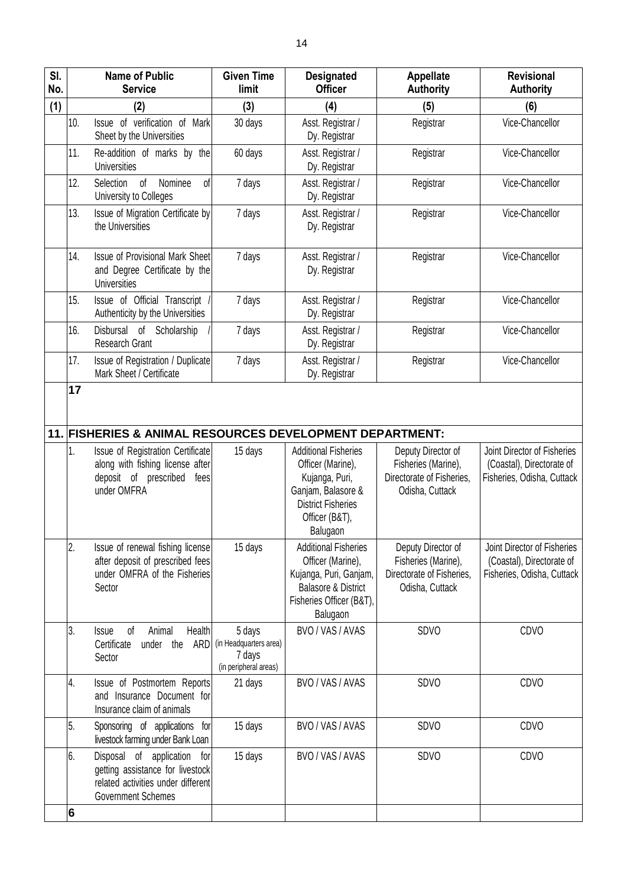| Sl. No. | | Name of Public Service | Given Time limit | Designated Officer | Appellate Authority | Revisional Authority |
|---|---|---|---|---|---|---|
| (1) | | (2) | (3) | (4) | (5) | (6) |
| | 10. | Issue of verification of Mark Sheet by the Universities | 30 days | Asst. Registrar / Dy. Registrar | Registrar | Vice-Chancellor |
| | 11. | Re-addition of marks by the Universities | 60 days | Asst. Registrar / Dy. Registrar | Registrar | Vice-Chancellor |
| | 12. | Selection of Nominee of University to Colleges | 7 days | Asst. Registrar / Dy. Registrar | Registrar | Vice-Chancellor |
| | 13. | Issue of Migration Certificate by the Universities | 7 days | Asst. Registrar / Dy. Registrar | Registrar | Vice-Chancellor |
| | 14. | Issue of Provisional Mark Sheet and Degree Certificate by the Universities | 7 days | Asst. Registrar / Dy. Registrar | Registrar | Vice-Chancellor |
| | 15. | Issue of Official Transcript / Authenticity by the Universities | 7 days | Asst. Registrar / Dy. Registrar | Registrar | Vice-Chancellor |
| | 16. | Disbursal of Scholarship / Research Grant | 7 days | Asst. Registrar / Dy. Registrar | Registrar | Vice-Chancellor |
| | 17. | Issue of Registration / Duplicate Mark Sheet / Certificate | 7 days | Asst. Registrar / Dy. Registrar | Registrar | Vice-Chancellor |
| | **17** | | | | | |
| **11.** | **FISHERIES & ANIMAL RESOURCES DEVELOPMENT DEPARTMENT:** | | | | | |
| | 1. | Issue of Registration Certificate along with fishing license after deposit of prescribed fees under OMFRA | 15 days | Additional Fisheries Officer (Marine), Kujanga, Puri, Ganjam, Balasore & District Fisheries Officer (B&T), Balugaon | Deputy Director of Fisheries (Marine), Directorate of Fisheries, Odisha, Cuttack | Joint Director of Fisheries (Coastal), Directorate of Fisheries, Odisha, Cuttack |
| | 2. | Issue of renewal fishing license after deposit of prescribed fees under OMFRA of the Fisheries Sector | 15 days | Additional Fisheries Officer (Marine), Kujanga, Puri, Ganjam, Balasore & District Fisheries Officer (B&T), Balugaon | Deputy Director of Fisheries (Marine), Directorate of Fisheries, Odisha, Cuttack | Joint Director of Fisheries (Coastal), Directorate of Fisheries, Odisha, Cuttack |
| | 3. | Issue of Animal Health Certificate under the ARD Sector | 5 days (in Headquarters area) 7 days (in peripheral areas) | BVO / VAS / AVAS | SDVO | CDVO |
| | 4. | Issue of Postmortem Reports and Insurance Document for Insurance claim of animals | 21 days | BVO / VAS / AVAS | SDVO | CDVO |
| | 5. | Sponsoring of applications for livestock farming under Bank Loan | 15 days | BVO / VAS / AVAS | SDVO | CDVO |
| | 6. | Disposal of application for getting assistance for livestock related activities under different Government Schemes | 15 days | BVO / VAS / AVAS | SDVO | CDVO |
| | **6** | | | | | |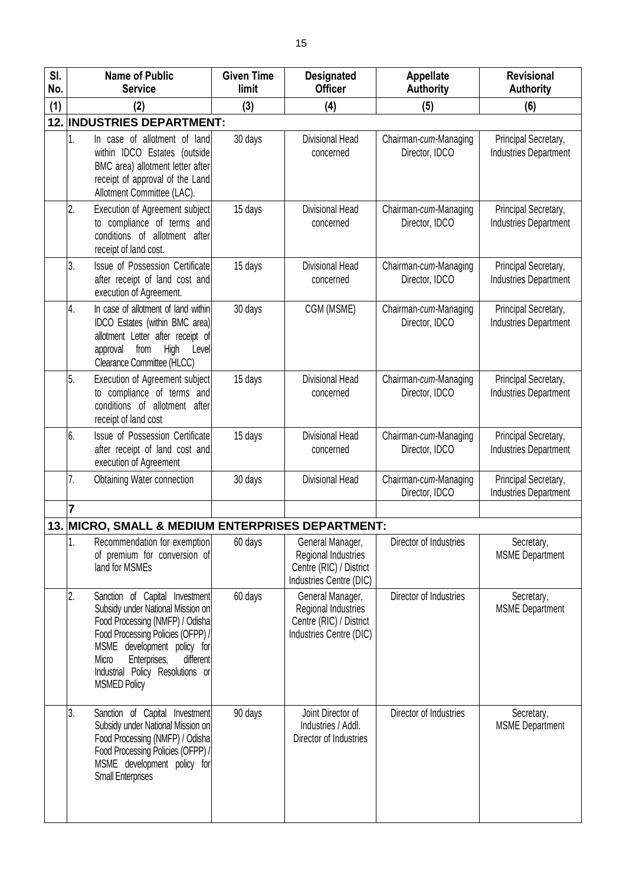| Sl. No. | Name of Public Service | Given Time limit | Designated Officer | Appellate Authority | Revisional Authority |
|---|---|---|---|---|---|
| (1) | (2) | (3) | (4) | (5) | (6) |
| **12.** | **INDUSTRIES DEPARTMENT:** | | | | |
| | 1. In case of allotment of land within IDCO Estates (outside BMC area) allotment letter after receipt of approval of the Land Allotment Committee (LAC). | 30 days | Divisional Head concerned | Chairman-*cum*-Managing Director, IDCO | Principal Secretary, Industries Department |
| | 2. Execution of Agreement subject to compliance of terms and conditions of allotment after receipt of land cost. | 15 days | Divisional Head concerned | Chairman-*cum*-Managing Director, IDCO | Principal Secretary, Industries Department |
| | 3. Issue of Possession Certificate after receipt of land cost and execution of Agreement. | 15 days | Divisional Head concerned | Chairman-*cum*-Managing Director, IDCO | Principal Secretary, Industries Department |
| | 4. In case of allotment of land within IDCO Estates (within BMC area) allotment Letter after receipt of approval from High Level Clearance Committee (HLCC) | 30 days | CGM (MSME) | Chairman-*cum*-Managing Director, IDCO | Principal Secretary, Industries Department |
| | 5. Execution of Agreement subject to compliance of terms and conditions of allotment after receipt of land cost | 15 days | Divisional Head concerned | Chairman-*cum*-Managing Director, IDCO | Principal Secretary, Industries Department |
| | 6. Issue of Possession Certificate after receipt of land cost and execution of Agreement | 15 days | Divisional Head concerned | Chairman-*cum*-Managing Director, IDCO | Principal Secretary, Industries Department |
| | 7. Obtaining Water connection | 30 days | Divisional Head | Chairman-*cum*-Managing Director, IDCO | Principal Secretary, Industries Department |
| | **7** | | | | |
| **13.** | **MICRO, SMALL & MEDIUM ENTERPRISES DEPARTMENT:** | | | | |
| | 1. Recommendation for exemption of premium for conversion of land for MSMEs | 60 days | General Manager, Regional Industries Centre (RIC) / District Industries Centre (DIC) | Director of Industries | Secretary, MSME Department |
| | 2. Sanction of Capital Investment Subsidy under National Mission on Food Processing (NMFP) / Odisha Food Processing Policies (OFPP) / MSME development policy for Micro Enterprises, different Industrial Policy Resolutions or MSMED Policy | 60 days | General Manager, Regional Industries Centre (RIC) / District Industries Centre (DIC) | Director of Industries | Secretary, MSME Department |
| | 3. Sanction of Capital Investment Subsidy under National Mission on Food Processing (NMFP) / Odisha Food Processing Policies (OFPP) / MSME development policy for Small Enterprises | 90 days | Joint Director of Industries / Addl. Director of Industries | Director of Industries | Secretary, MSME Department |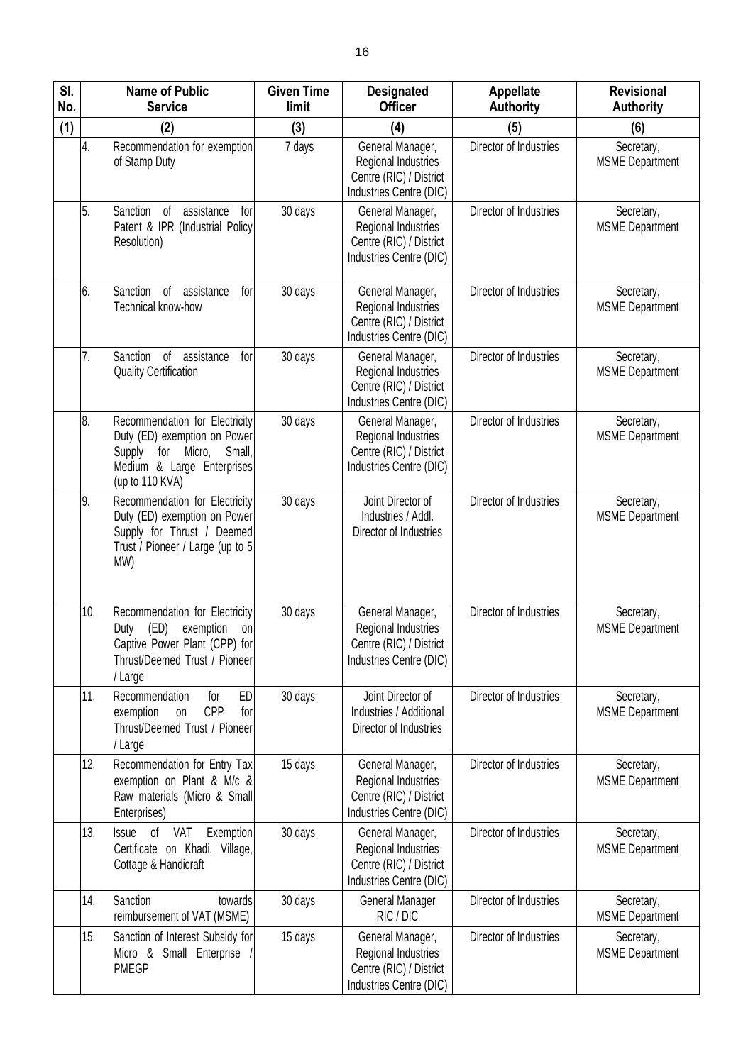| Sl. No. | Name of Public Service | Given Time limit | Designated Officer | Appellate Authority | Revisional Authority |
|---|---|---|---|---|---|
| (1) | (2) | (3) | (4) | (5) | (6) |
| 4. | Recommendation for exemption of Stamp Duty | 7 days | General Manager, Regional Industries Centre (RIC) / District Industries Centre (DIC) | Director of Industries | Secretary, MSME Department |
| 5. | Sanction of assistance for Patent & IPR (Industrial Policy Resolution) | 30 days | General Manager, Regional Industries Centre (RIC) / District Industries Centre (DIC) | Director of Industries | Secretary, MSME Department |
| 6. | Sanction of assistance for Technical know-how | 30 days | General Manager, Regional Industries Centre (RIC) / District Industries Centre (DIC) | Director of Industries | Secretary, MSME Department |
| 7. | Sanction of assistance for Quality Certification | 30 days | General Manager, Regional Industries Centre (RIC) / District Industries Centre (DIC) | Director of Industries | Secretary, MSME Department |
| 8. | Recommendation for Electricity Duty (ED) exemption on Power Supply for Micro, Small, Medium & Large Enterprises (up to 110 KVA) | 30 days | General Manager, Regional Industries Centre (RIC) / District Industries Centre (DIC) | Director of Industries | Secretary, MSME Department |
| 9. | Recommendation for Electricity Duty (ED) exemption on Power Supply for Thrust / Deemed Trust / Pioneer / Large (up to 5 MW) | 30 days | Joint Director of Industries / Addl. Director of Industries | Director of Industries | Secretary, MSME Department |
| 10. | Recommendation for Electricity Duty (ED) exemption on Captive Power Plant (CPP) for Thrust/Deemed Trust / Pioneer / Large | 30 days | General Manager, Regional Industries Centre (RIC) / District Industries Centre (DIC) | Director of Industries | Secretary, MSME Department |
| 11. | Recommendation for ED exemption on CPP for Thrust/Deemed Trust / Pioneer / Large | 30 days | Joint Director of Industries / Additional Director of Industries | Director of Industries | Secretary, MSME Department |
| 12. | Recommendation for Entry Tax exemption on Plant & M/c & Raw materials (Micro & Small Enterprises) | 15 days | General Manager, Regional Industries Centre (RIC) / District Industries Centre (DIC) | Director of Industries | Secretary, MSME Department |
| 13. | Issue of VAT Exemption Certificate on Khadi, Village, Cottage & Handicraft | 30 days | General Manager, Regional Industries Centre (RIC) / District Industries Centre (DIC) | Director of Industries | Secretary, MSME Department |
| 14. | Sanction towards reimbursement of VAT (MSME) | 30 days | General Manager RIC / DIC | Director of Industries | Secretary, MSME Department |
| 15. | Sanction of Interest Subsidy for Micro & Small Enterprise / PMEGP | 15 days | General Manager, Regional Industries Centre (RIC) / District Industries Centre (DIC) | Director of Industries | Secretary, MSME Department |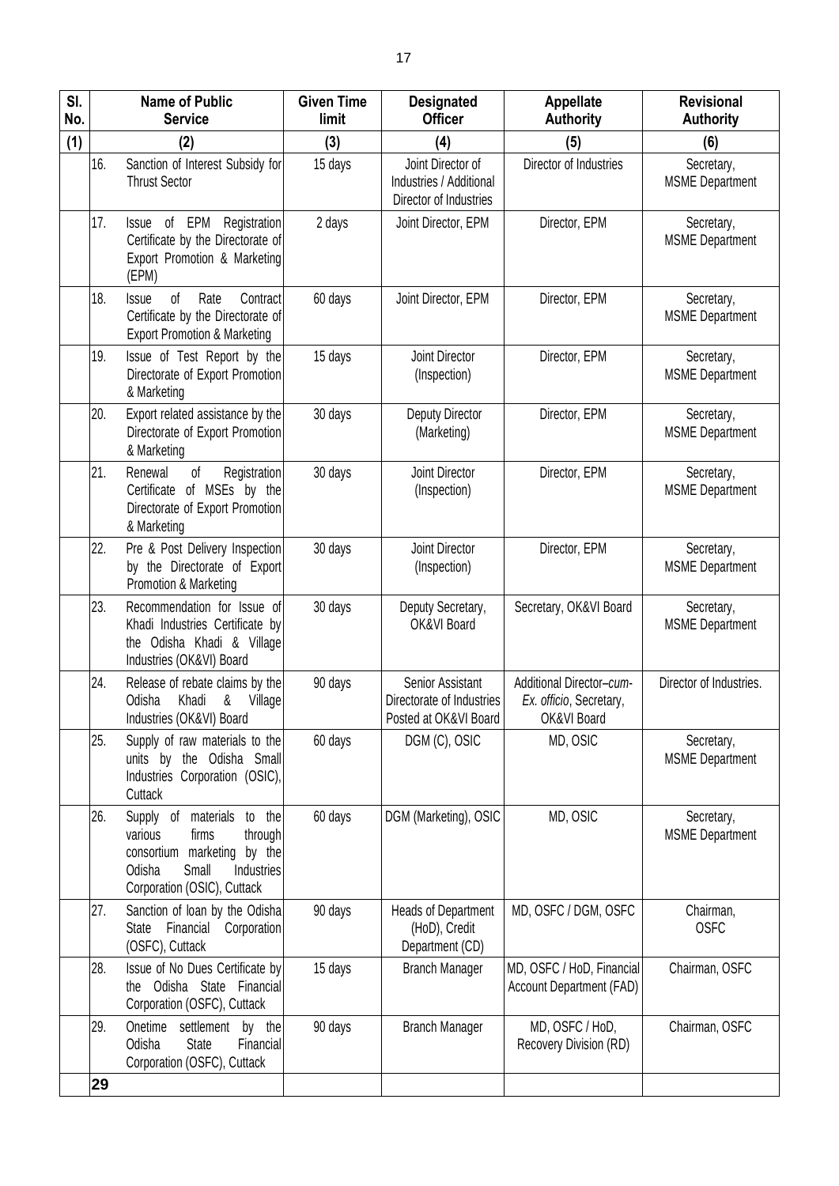| Sl. No. | Name of Public Service | | Given Time limit | Designated Officer | Appellate Authority | Revisional Authority |
|---|---|---|---|---|---|---|
| (1) | (2) | | (3) | (4) | (5) | (6) |
| | 16. | Sanction of Interest Subsidy for Thrust Sector | 15 days | Joint Director of Industries / Additional Director of Industries | Director of Industries | Secretary, MSME Department |
| | 17. | Issue of EPM Registration Certificate by the Directorate of Export Promotion & Marketing (EPM) | 2 days | Joint Director, EPM | Director, EPM | Secretary, MSME Department |
| | 18. | Issue of Rate Contract Certificate by the Directorate of Export Promotion & Marketing | 60 days | Joint Director, EPM | Director, EPM | Secretary, MSME Department |
| | 19. | Issue of Test Report by the Directorate of Export Promotion & Marketing | 15 days | Joint Director (Inspection) | Director, EPM | Secretary, MSME Department |
| | 20. | Export related assistance by the Directorate of Export Promotion & Marketing | 30 days | Deputy Director (Marketing) | Director, EPM | Secretary, MSME Department |
| | 21. | Renewal of Registration Certificate of MSEs by the Directorate of Export Promotion & Marketing | 30 days | Joint Director (Inspection) | Director, EPM | Secretary, MSME Department |
| | 22. | Pre & Post Delivery Inspection by the Directorate of Export Promotion & Marketing | 30 days | Joint Director (Inspection) | Director, EPM | Secretary, MSME Department |
| | 23. | Recommendation for Issue of Khadi Industries Certificate by the Odisha Khadi & Village Industries (OK&VI) Board | 30 days | Deputy Secretary, OK&VI Board | Secretary, OK&VI Board | Secretary, MSME Department |
| | 24. | Release of rebate claims by the Odisha Khadi & Village Industries (OK&VI) Board | 90 days | Senior Assistant Directorate of Industries Posted at OK&VI Board | Additional Director–*cum-Ex. officio*, Secretary, OK&VI Board | Director of Industries. |
| | 25. | Supply of raw materials to the units by the Odisha Small Industries Corporation (OSIC), Cuttack | 60 days | DGM (C), OSIC | MD, OSIC | Secretary, MSME Department |
| | 26. | Supply of materials to the various firms through consortium marketing by the Odisha Small Industries Corporation (OSIC), Cuttack | 60 days | DGM (Marketing), OSIC | MD, OSIC | Secretary, MSME Department |
| | 27. | Sanction of loan by the Odisha State Financial Corporation (OSFC), Cuttack | 90 days | Heads of Department (HoD), Credit Department (CD) | MD, OSFC / DGM, OSFC | Chairman, OSFC |
| | 28. | Issue of No Dues Certificate by the Odisha State Financial Corporation (OSFC), Cuttack | 15 days | Branch Manager | MD, OSFC / HoD, Financial Account Department (FAD) | Chairman, OSFC |
| | 29. | Onetime settlement by the Odisha State Financial Corporation (OSFC), Cuttack | 90 days | Branch Manager | MD, OSFC / HoD, Recovery Division (RD) | Chairman, OSFC |
| | **29** | | | | | |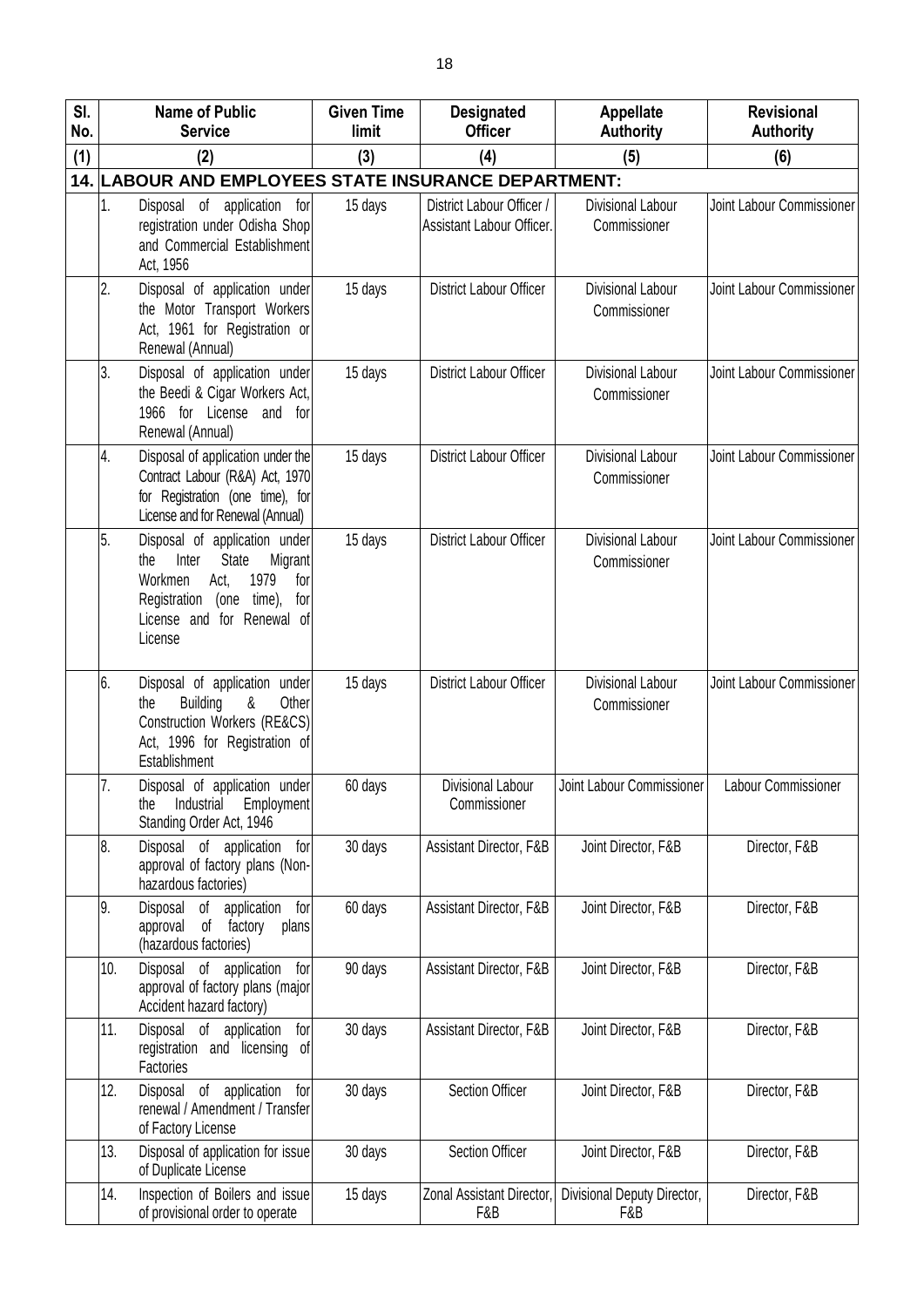| Sl. No. | Name of Public Service | | Given Time limit | Designated Officer | Appellate Authority | Revisional Authority |
|---|---|---|---|---|---|---|
| (1) | (2) | | (3) | (4) | (5) | (6) |
| **14.** | **LABOUR AND EMPLOYEES STATE INSURANCE DEPARTMENT:** | | | | | |
| | 1. | Disposal of application for registration under Odisha Shop and Commercial Establishment Act, 1956 | 15 days | District Labour Officer / Assistant Labour Officer. | Divisional Labour Commissioner | Joint Labour Commissioner |
| | 2. | Disposal of application under the Motor Transport Workers Act, 1961 for Registration or Renewal (Annual) | 15 days | District Labour Officer | Divisional Labour Commissioner | Joint Labour Commissioner |
| | 3. | Disposal of application under the Beedi & Cigar Workers Act, 1966 for License and for Renewal (Annual) | 15 days | District Labour Officer | Divisional Labour Commissioner | Joint Labour Commissioner |
| | 4. | Disposal of application under the Contract Labour (R&A) Act, 1970 for Registration (one time), for License and for Renewal (Annual) | 15 days | District Labour Officer | Divisional Labour Commissioner | Joint Labour Commissioner |
| | 5. | Disposal of application under the Inter State Migrant Workmen Act, 1979 for Registration (one time), for License and for Renewal of License | 15 days | District Labour Officer | Divisional Labour Commissioner | Joint Labour Commissioner |
| | 6. | Disposal of application under the Building & Other Construction Workers (RE&CS) Act, 1996 for Registration of Establishment | 15 days | District Labour Officer | Divisional Labour Commissioner | Joint Labour Commissioner |
| | 7. | Disposal of application under the Industrial Employment Standing Order Act, 1946 | 60 days | Divisional Labour Commissioner | Joint Labour Commissioner | Labour Commissioner |
| | 8. | Disposal of application for approval of factory plans (Non-hazardous factories) | 30 days | Assistant Director, F&B | Joint Director, F&B | Director, F&B |
| | 9. | Disposal of application for approval of factory plans (hazardous factories) | 60 days | Assistant Director, F&B | Joint Director, F&B | Director, F&B |
| | 10. | Disposal of application for approval of factory plans (major Accident hazard factory) | 90 days | Assistant Director, F&B | Joint Director, F&B | Director, F&B |
| | 11. | Disposal of application for registration and licensing of Factories | 30 days | Assistant Director, F&B | Joint Director, F&B | Director, F&B |
| | 12. | Disposal of application for renewal / Amendment / Transfer of Factory License | 30 days | Section Officer | Joint Director, F&B | Director, F&B |
| | 13. | Disposal of application for issue of Duplicate License | 30 days | Section Officer | Joint Director, F&B | Director, F&B |
| | 14. | Inspection of Boilers and issue of provisional order to operate | 15 days | Zonal Assistant Director, F&B | Divisional Deputy Director, F&B | Director, F&B |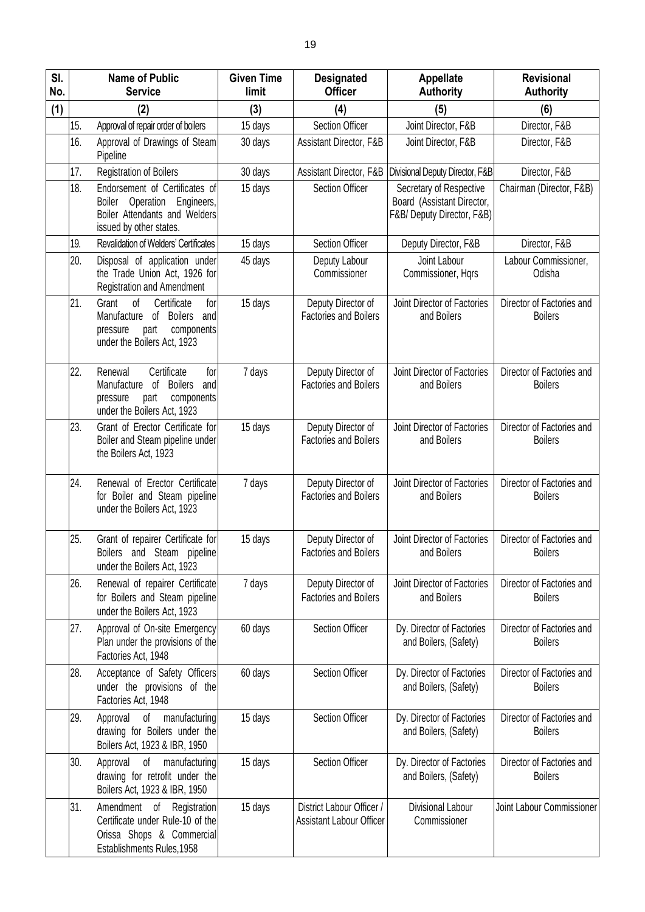| Sl. No. | Name of Public Service | Given Time limit | Designated Officer | Appellate Authority | Revisional Authority |
|---|---|---|---|---|---|
| (1) | (2) | (3) | (4) | (5) | (6) |
| 15. | Approval of repair order of boilers | 15 days | Section Officer | Joint Director, F&B | Director, F&B |
| 16. | Approval of Drawings of Steam Pipeline | 30 days | Assistant Director, F&B | Joint Director, F&B | Director, F&B |
| 17. | Registration of Boilers | 30 days | Assistant Director, F&B | Divisional Deputy Director, F&B | Director, F&B |
| 18. | Endorsement of Certificates of Boiler Operation Engineers, Boiler Attendants and Welders issued by other states. | 15 days | Section Officer | Secretary of Respective Board (Assistant Director, F&B/ Deputy Director, F&B) | Chairman (Director, F&B) |
| 19. | Revalidation of Welders' Certificates | 15 days | Section Officer | Deputy Director, F&B | Director, F&B |
| 20. | Disposal of application under the Trade Union Act, 1926 for Registration and Amendment | 45 days | Deputy Labour Commissioner | Joint Labour Commissioner, Hqrs | Labour Commissioner, Odisha |
| 21. | Grant of Certificate for Manufacture of Boilers and pressure part components under the Boilers Act, 1923 | 15 days | Deputy Director of Factories and Boilers | Joint Director of Factories and Boilers | Director of Factories and Boilers |
| 22. | Renewal Certificate for Manufacture of Boilers and pressure part components under the Boilers Act, 1923 | 7 days | Deputy Director of Factories and Boilers | Joint Director of Factories and Boilers | Director of Factories and Boilers |
| 23. | Grant of Erector Certificate for Boiler and Steam pipeline under the Boilers Act, 1923 | 15 days | Deputy Director of Factories and Boilers | Joint Director of Factories and Boilers | Director of Factories and Boilers |
| 24. | Renewal of Erector Certificate for Boiler and Steam pipeline under the Boilers Act, 1923 | 7 days | Deputy Director of Factories and Boilers | Joint Director of Factories and Boilers | Director of Factories and Boilers |
| 25. | Grant of repairer Certificate for Boilers and Steam pipeline under the Boilers Act, 1923 | 15 days | Deputy Director of Factories and Boilers | Joint Director of Factories and Boilers | Director of Factories and Boilers |
| 26. | Renewal of repairer Certificate for Boilers and Steam pipeline under the Boilers Act, 1923 | 7 days | Deputy Director of Factories and Boilers | Joint Director of Factories and Boilers | Director of Factories and Boilers |
| 27. | Approval of On-site Emergency Plan under the provisions of the Factories Act, 1948 | 60 days | Section Officer | Dy. Director of Factories and Boilers, (Safety) | Director of Factories and Boilers |
| 28. | Acceptance of Safety Officers under the provisions of the Factories Act, 1948 | 60 days | Section Officer | Dy. Director of Factories and Boilers, (Safety) | Director of Factories and Boilers |
| 29. | Approval of manufacturing drawing for Boilers under the Boilers Act, 1923 & IBR, 1950 | 15 days | Section Officer | Dy. Director of Factories and Boilers, (Safety) | Director of Factories and Boilers |
| 30. | Approval of manufacturing drawing for retrofit under the Boilers Act, 1923 & IBR, 1950 | 15 days | Section Officer | Dy. Director of Factories and Boilers, (Safety) | Director of Factories and Boilers |
| 31. | Amendment of Registration Certificate under Rule-10 of the Orissa Shops & Commercial Establishments Rules,1958 | 15 days | District Labour Officer / Assistant Labour Officer | Divisional Labour Commissioner | Joint Labour Commissioner |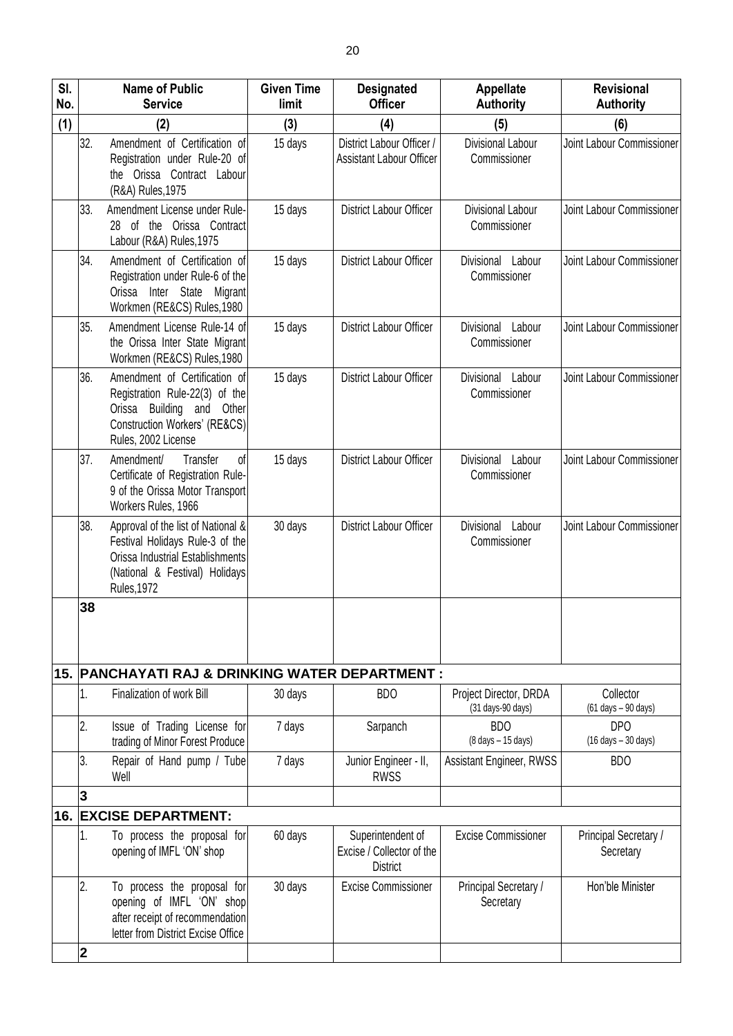| Sl. No. | Name of Public Service | Given Time limit | Designated Officer | Appellate Authority | Revisional Authority |
|---|---|---|---|---|---|
| (1) | (2) | (3) | (4) | (5) | (6) |
| | 32. Amendment of Certification of Registration under Rule-20 of the Orissa Contract Labour (R&A) Rules,1975 | 15 days | District Labour Officer / Assistant Labour Officer | Divisional Labour Commissioner | Joint Labour Commissioner |
| | 33. Amendment License under Rule-28 of the Orissa Contract Labour (R&A) Rules,1975 | 15 days | District Labour Officer | Divisional Labour Commissioner | Joint Labour Commissioner |
| | 34. Amendment of Certification of Registration under Rule-6 of the Orissa Inter State Migrant Workmen (RE&CS) Rules,1980 | 15 days | District Labour Officer | Divisional Labour Commissioner | Joint Labour Commissioner |
| | 35. Amendment License Rule-14 of the Orissa Inter State Migrant Workmen (RE&CS) Rules,1980 | 15 days | District Labour Officer | Divisional Labour Commissioner | Joint Labour Commissioner |
| | 36. Amendment of Certification of Registration Rule-22(3) of the Orissa Building and Other Construction Workers' (RE&CS) Rules, 2002 License | 15 days | District Labour Officer | Divisional Labour Commissioner | Joint Labour Commissioner |
| | 37. Amendment/ Transfer of Certificate of Registration Rule-9 of the Orissa Motor Transport Workers Rules, 1966 | 15 days | District Labour Officer | Divisional Labour Commissioner | Joint Labour Commissioner |
| | 38. Approval of the list of National & Festival Holidays Rule-3 of the Orissa Industrial Establishments (National & Festival) Holidays Rules,1972 | 30 days | District Labour Officer | Divisional Labour Commissioner | Joint Labour Commissioner |
| | **38** | | | | |
| **15.** | **PANCHAYATI RAJ & DRINKING WATER DEPARTMENT :** | | | | |
| | 1. Finalization of work Bill | 30 days | BDO | Project Director, DRDA (31 days-90 days) | Collector (61 days – 90 days) |
| | 2. Issue of Trading License for trading of Minor Forest Produce | 7 days | Sarpanch | BDO (8 days – 15 days) | DPO (16 days – 30 days) |
| | 3. Repair of Hand pump / Tube Well | 7 days | Junior Engineer - II, RWSS | Assistant Engineer, RWSS | BDO |
| | **3** | | | | |
| **16.** | **EXCISE DEPARTMENT:** | | | | |
| | 1. To process the proposal for opening of IMFL 'ON' shop | 60 days | Superintendent of Excise / Collector of the District | Excise Commissioner | Principal Secretary / Secretary |
| | 2. To process the proposal for opening of IMFL 'ON' shop after receipt of recommendation letter from District Excise Office | 30 days | Excise Commissioner | Principal Secretary / Secretary | Hon'ble Minister |
| | **2** | | | | |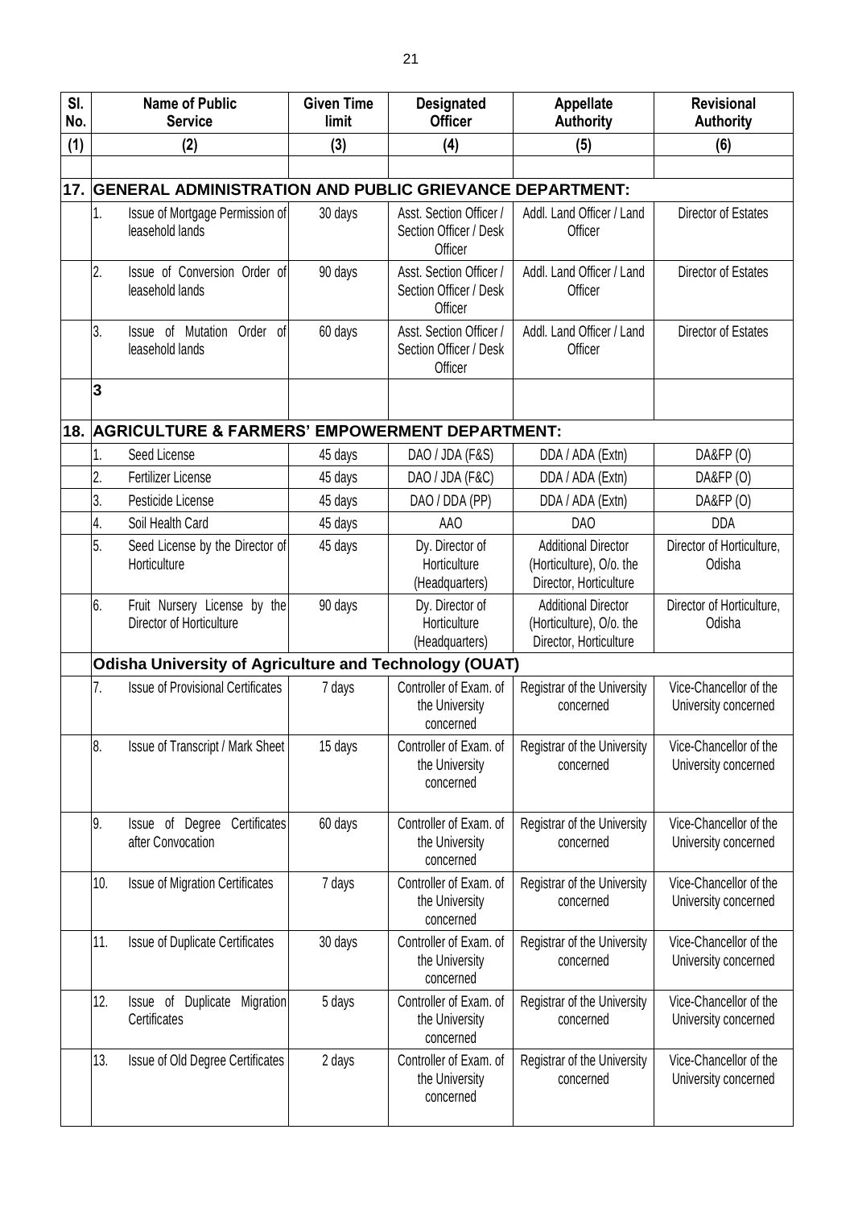| Sl. No. | | Name of Public Service | Given Time limit | Designated Officer | Appellate Authority | Revisional Authority |
|---|---|---|---|---|---|---|
| (1) | | (2) | (3) | (4) | (5) | (6) |
| | | | | | | |
| **17.** | **GENERAL ADMINISTRATION AND PUBLIC GRIEVANCE DEPARTMENT:** | | | | | |
| | 1. | Issue of Mortgage Permission of leasehold lands | 30 days | Asst. Section Officer / Section Officer / Desk Officer | Addl. Land Officer / Land Officer | Director of Estates |
| | 2. | Issue of Conversion Order of leasehold lands | 90 days | Asst. Section Officer / Section Officer / Desk Officer | Addl. Land Officer / Land Officer | Director of Estates |
| | 3. | Issue of Mutation Order of leasehold lands | 60 days | Asst. Section Officer / Section Officer / Desk Officer | Addl. Land Officer / Land Officer | Director of Estates |
| | **3** | | | | | |
| **18.** | **AGRICULTURE & FARMERS' EMPOWERMENT DEPARTMENT:** | | | | | |
| | 1. | Seed License | 45 days | DAO / JDA (F&S) | DDA / ADA (Extn) | DA&FP (O) |
| | 2. | Fertilizer License | 45 days | DAO / JDA (F&C) | DDA / ADA (Extn) | DA&FP (O) |
| | 3. | Pesticide License | 45 days | DAO / DDA (PP) | DDA / ADA (Extn) | DA&FP (O) |
| | 4. | Soil Health Card | 45 days | AAO | DAO | DDA |
| | 5. | Seed License by the Director of Horticulture | 45 days | Dy. Director of Horticulture (Headquarters) | Additional Director (Horticulture), O/o. the Director, Horticulture | Director of Horticulture, Odisha |
| | 6. | Fruit Nursery License by the Director of Horticulture | 90 days | Dy. Director of Horticulture (Headquarters) | Additional Director (Horticulture), O/o. the Director, Horticulture | Director of Horticulture, Odisha |
| | **Odisha University of Agriculture and Technology (OUAT)** | | | | | |
| | 7. | Issue of Provisional Certificates | 7 days | Controller of Exam. of the University concerned | Registrar of the University concerned | Vice-Chancellor of the University concerned |
| | 8. | Issue of Transcript / Mark Sheet | 15 days | Controller of Exam. of the University concerned | Registrar of the University concerned | Vice-Chancellor of the University concerned |
| | 9. | Issue of Degree Certificates after Convocation | 60 days | Controller of Exam. of the University concerned | Registrar of the University concerned | Vice-Chancellor of the University concerned |
| | 10. | Issue of Migration Certificates | 7 days | Controller of Exam. of the University concerned | Registrar of the University concerned | Vice-Chancellor of the University concerned |
| | 11. | Issue of Duplicate Certificates | 30 days | Controller of Exam. of the University concerned | Registrar of the University concerned | Vice-Chancellor of the University concerned |
| | 12. | Issue of Duplicate Migration Certificates | 5 days | Controller of Exam. of the University concerned | Registrar of the University concerned | Vice-Chancellor of the University concerned |
| | 13. | Issue of Old Degree Certificates | 2 days | Controller of Exam. of the University concerned | Registrar of the University concerned | Vice-Chancellor of the University concerned |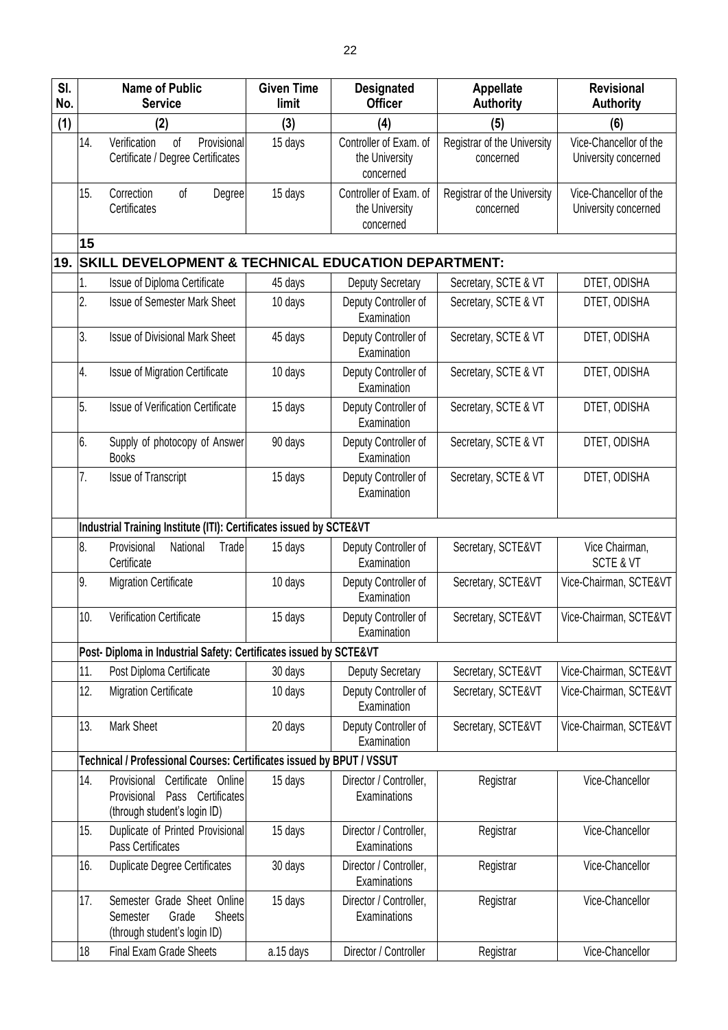| Sl. No. | | Name of Public Service | Given Time limit | Designated Officer | Appellate Authority | Revisional Authority |
|---|---|---|---|---|---|---|
| (1) | | (2) | (3) | (4) | (5) | (6) |
| | 14. | Verification of Provisional Certificate / Degree Certificates | 15 days | Controller of Exam. of the University concerned | Registrar of the University concerned | Vice-Chancellor of the University concerned |
| | 15. | Correction of Degree Certificates | 15 days | Controller of Exam. of the University concerned | Registrar of the University concerned | Vice-Chancellor of the University concerned |
| | **15** | | | | | |
| **19.** | **SKILL DEVELOPMENT & TECHNICAL EDUCATION DEPARTMENT:** | | | | | |
| | 1. | Issue of Diploma Certificate | 45 days | Deputy Secretary | Secretary, SCTE & VT | DTET, ODISHA |
| | 2. | Issue of Semester Mark Sheet | 10 days | Deputy Controller of Examination | Secretary, SCTE & VT | DTET, ODISHA |
| | 3. | Issue of Divisional Mark Sheet | 45 days | Deputy Controller of Examination | Secretary, SCTE & VT | DTET, ODISHA |
| | 4. | Issue of Migration Certificate | 10 days | Deputy Controller of Examination | Secretary, SCTE & VT | DTET, ODISHA |
| | 5. | Issue of Verification Certificate | 15 days | Deputy Controller of Examination | Secretary, SCTE & VT | DTET, ODISHA |
| | 6. | Supply of photocopy of Answer Books | 90 days | Deputy Controller of Examination | Secretary, SCTE & VT | DTET, ODISHA |
| | 7. | Issue of Transcript | 15 days | Deputy Controller of Examination | Secretary, SCTE & VT | DTET, ODISHA |
| | **Industrial Training Institute (ITI): Certificates issued by SCTE&VT** | | | | | |
| | 8. | Provisional National Trade Certificate | 15 days | Deputy Controller of Examination | Secretary, SCTE&VT | Vice Chairman, SCTE & VT |
| | 9. | Migration Certificate | 10 days | Deputy Controller of Examination | Secretary, SCTE&VT | Vice-Chairman, SCTE&VT |
| | 10. | Verification Certificate | 15 days | Deputy Controller of Examination | Secretary, SCTE&VT | Vice-Chairman, SCTE&VT |
| | **Post- Diploma in Industrial Safety: Certificates issued by SCTE&VT** | | | | | |
| | 11. | Post Diploma Certificate | 30 days | Deputy Secretary | Secretary, SCTE&VT | Vice-Chairman, SCTE&VT |
| | 12. | Migration Certificate | 10 days | Deputy Controller of Examination | Secretary, SCTE&VT | Vice-Chairman, SCTE&VT |
| | 13. | Mark Sheet | 20 days | Deputy Controller of Examination | Secretary, SCTE&VT | Vice-Chairman, SCTE&VT |
| | **Technical / Professional Courses: Certificates issued by BPUT / VSSUT** | | | | | |
| | 14. | Provisional Certificate Online Provisional Pass Certificates (through student's login ID) | 15 days | Director / Controller, Examinations | Registrar | Vice-Chancellor |
| | 15. | Duplicate of Printed Provisional Pass Certificates | 15 days | Director / Controller, Examinations | Registrar | Vice-Chancellor |
| | 16. | Duplicate Degree Certificates | 30 days | Director / Controller, Examinations | Registrar | Vice-Chancellor |
| | 17. | Semester Grade Sheet Online Semester Grade Sheets (through student's login ID) | 15 days | Director / Controller, Examinations | Registrar | Vice-Chancellor |
| | 18 | Final Exam Grade Sheets | a.15 days | Director / Controller | Registrar | Vice-Chancellor |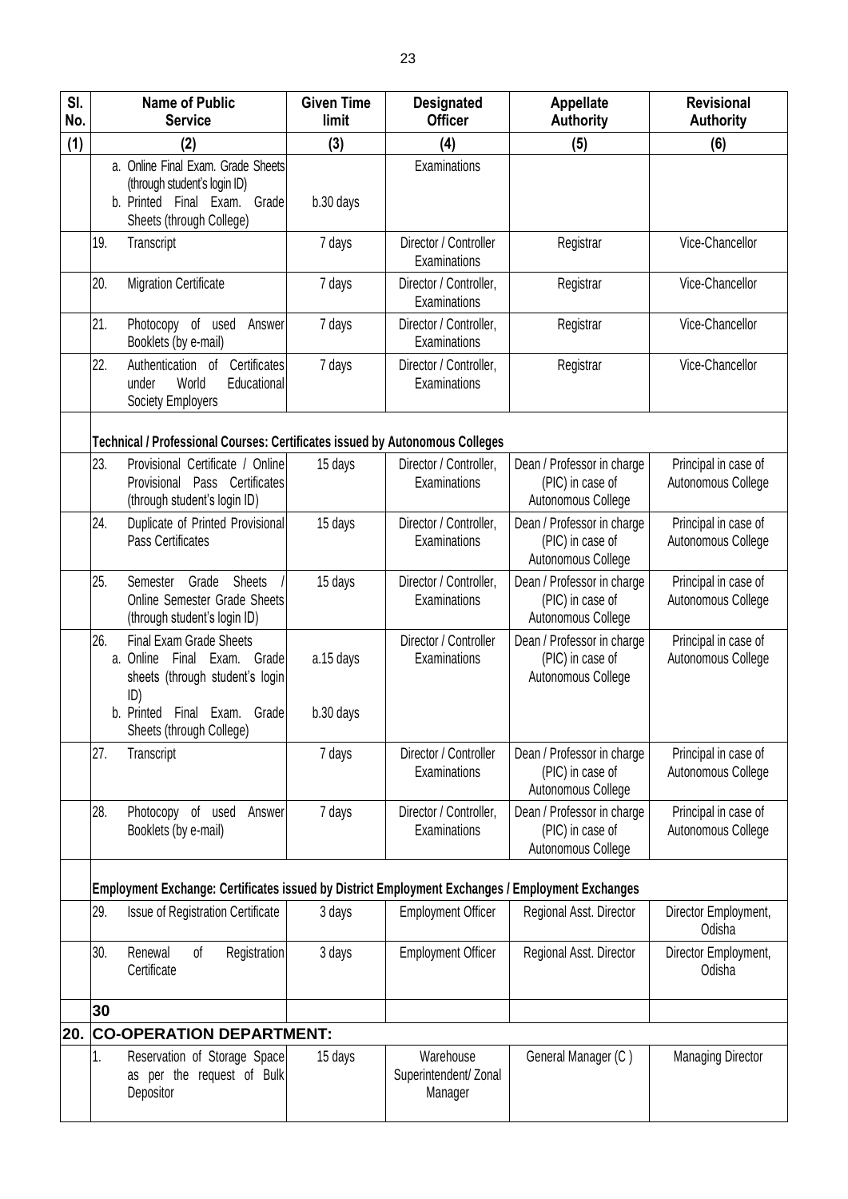| Sl. No. | Name of Public Service | Given Time limit | Designated Officer | Appellate Authority | Revisional Authority |
|---|---|---|---|---|---|
| (1) | (2) | (3) | (4) | (5) | (6) |
| | a. Online Final Exam. Grade Sheets (through student's login ID)<br>b. Printed Final Exam. Grade Sheets (through College) | b.30 days | Examinations | | |
| | 19. Transcript | 7 days | Director / Controller Examinations | Registrar | Vice-Chancellor |
| | 20. Migration Certificate | 7 days | Director / Controller, Examinations | Registrar | Vice-Chancellor |
| | 21. Photocopy of used Answer Booklets (by e-mail) | 7 days | Director / Controller, Examinations | Registrar | Vice-Chancellor |
| | 22. Authentication of Certificates under World Educational Society Employers | 7 days | Director / Controller, Examinations | Registrar | Vice-Chancellor |
| | **Technical / Professional Courses: Certificates issued by Autonomous Colleges** | | | | |
| | 23. Provisional Certificate / Online Provisional Pass Certificates (through student's login ID) | 15 days | Director / Controller, Examinations | Dean / Professor in charge (PIC) in case of Autonomous College | Principal in case of Autonomous College |
| | 24. Duplicate of Printed Provisional Pass Certificates | 15 days | Director / Controller, Examinations | Dean / Professor in charge (PIC) in case of Autonomous College | Principal in case of Autonomous College |
| | 25. Semester Grade Sheets / Online Semester Grade Sheets (through student's login ID) | 15 days | Director / Controller, Examinations | Dean / Professor in charge (PIC) in case of Autonomous College | Principal in case of Autonomous College |
| | 26. Final Exam Grade Sheets<br>a. Online Final Exam. Grade sheets (through student's login ID)<br>b. Printed Final Exam. Grade Sheets (through College) | a.15 days<br>b.30 days | Director / Controller Examinations | Dean / Professor in charge (PIC) in case of Autonomous College | Principal in case of Autonomous College |
| | 27. Transcript | 7 days | Director / Controller Examinations | Dean / Professor in charge (PIC) in case of Autonomous College | Principal in case of Autonomous College |
| | 28. Photocopy of used Answer Booklets (by e-mail) | 7 days | Director / Controller, Examinations | Dean / Professor in charge (PIC) in case of Autonomous College | Principal in case of Autonomous College |
| | **Employment Exchange: Certificates issued by District Employment Exchanges / Employment Exchanges** | | | | |
| | 29. Issue of Registration Certificate | 3 days | Employment Officer | Regional Asst. Director | Director Employment, Odisha |
| | 30. Renewal of Registration Certificate | 3 days | Employment Officer | Regional Asst. Director | Director Employment, Odisha |
| | **30** | | | | |
| **20.** | **CO-OPERATION DEPARTMENT:** | | | | |
| | 1. Reservation of Storage Space as per the request of Bulk Depositor | 15 days | Warehouse Superintendent/ Zonal Manager | General Manager (C ) | Managing Director |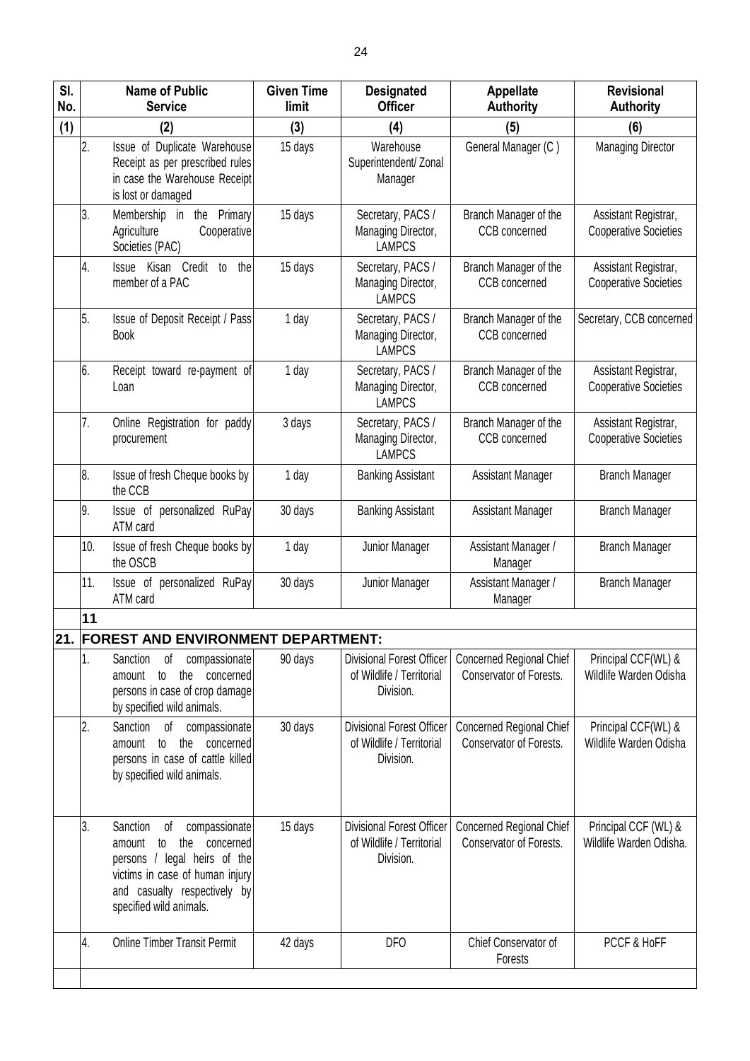| Sl. No. | | Name of Public Service | Given Time limit | Designated Officer | Appellate Authority | Revisional Authority |
|---|---|---|---|---|---|---|
| (1) | | (2) | (3) | (4) | (5) | (6) |
| | 2. | Issue of Duplicate Warehouse Receipt as per prescribed rules in case the Warehouse Receipt is lost or damaged | 15 days | Warehouse Superintendent/ Zonal Manager | General Manager (C ) | Managing Director |
| | 3. | Membership in the Primary Agriculture Cooperative Societies (PAC) | 15 days | Secretary, PACS / Managing Director, LAMPCS | Branch Manager of the CCB concerned | Assistant Registrar, Cooperative Societies |
| | 4. | Issue Kisan Credit to the member of a PAC | 15 days | Secretary, PACS / Managing Director, LAMPCS | Branch Manager of the CCB concerned | Assistant Registrar, Cooperative Societies |
| | 5. | Issue of Deposit Receipt / Pass Book | 1 day | Secretary, PACS / Managing Director, LAMPCS | Branch Manager of the CCB concerned | Secretary, CCB concerned |
| | 6. | Receipt toward re-payment of Loan | 1 day | Secretary, PACS / Managing Director, LAMPCS | Branch Manager of the CCB concerned | Assistant Registrar, Cooperative Societies |
| | 7. | Online Registration for paddy procurement | 3 days | Secretary, PACS / Managing Director, LAMPCS | Branch Manager of the CCB concerned | Assistant Registrar, Cooperative Societies |
| | 8. | Issue of fresh Cheque books by the CCB | 1 day | Banking Assistant | Assistant Manager | Branch Manager |
| | 9. | Issue of personalized RuPay ATM card | 30 days | Banking Assistant | Assistant Manager | Branch Manager |
| | 10. | Issue of fresh Cheque books by the OSCB | 1 day | Junior Manager | Assistant Manager / Manager | Branch Manager |
| | 11. | Issue of personalized RuPay ATM card | 30 days | Junior Manager | Assistant Manager / Manager | Branch Manager |
| | **11** | | | | | |
| **21.** | **FOREST AND ENVIRONMENT DEPARTMENT:** | | | | | |
| | 1. | Sanction of compassionate amount to the concerned persons in case of crop damage by specified wild animals. | 90 days | Divisional Forest Officer of Wildlife / Territorial Division. | Concerned Regional Chief Conservator of Forests. | Principal CCF(WL) & Wildlife Warden Odisha |
| | 2. | Sanction of compassionate amount to the concerned persons in case of cattle killed by specified wild animals. | 30 days | Divisional Forest Officer of Wildlife / Territorial Division. | Concerned Regional Chief Conservator of Forests. | Principal CCF(WL) & Wildlife Warden Odisha |
| | 3. | Sanction of compassionate amount to the concerned persons / legal heirs of the victims in case of human injury and casualty respectively by specified wild animals. | 15 days | Divisional Forest Officer of Wildlife / Territorial Division. | Concerned Regional Chief Conservator of Forests. | Principal CCF (WL) & Wildlife Warden Odisha. |
| | 4. | Online Timber Transit Permit | 42 days | DFO | Chief Conservator of Forests | PCCF & HoFF |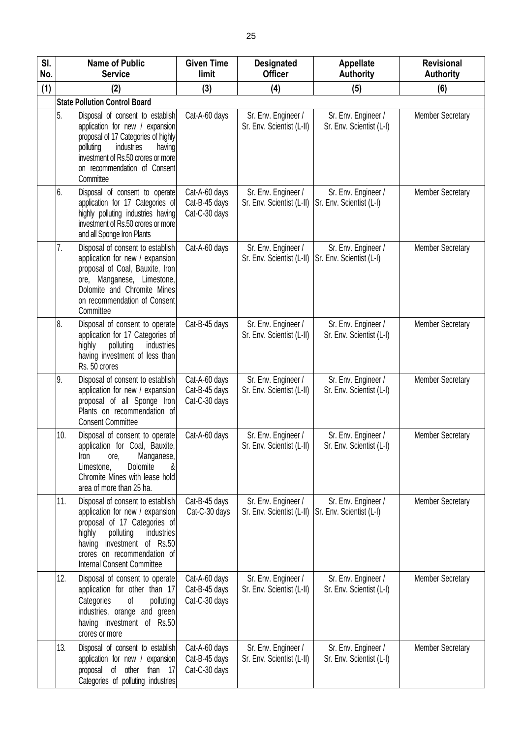| Sl. No. | Name of Public Service | Given Time limit | Designated Officer | Appellate Authority | Revisional Authority |
|---|---|---|---|---|---|
| (1) | (2) | (3) | (4) | (5) | (6) |
| | **State Pollution Control Board** | | | | |
| | 5. Disposal of consent to establish application for new / expansion proposal of 17 Categories of highly polluting industries having investment of Rs.50 crores or more on recommendation of Consent Committee | Cat-A-60 days | Sr. Env. Engineer / Sr. Env. Scientist (L-II) | Sr. Env. Engineer / Sr. Env. Scientist (L-I) | Member Secretary |
| | 6. Disposal of consent to operate application for 17 Categories of highly polluting industries having investment of Rs.50 crores or more and all Sponge Iron Plants | Cat-A-60 days Cat-B-45 days Cat-C-30 days | Sr. Env. Engineer / Sr. Env. Scientist (L-II) | Sr. Env. Engineer / Sr. Env. Scientist (L-I) | Member Secretary |
| | 7. Disposal of consent to establish application for new / expansion proposal of Coal, Bauxite, Iron ore, Manganese, Limestone, Dolomite and Chromite Mines on recommendation of Consent Committee | Cat-A-60 days | Sr. Env. Engineer / Sr. Env. Scientist (L-II) | Sr. Env. Engineer / Sr. Env. Scientist (L-I) | Member Secretary |
| | 8. Disposal of consent to operate application for 17 Categories of highly polluting industries having investment of less than Rs. 50 crores | Cat-B-45 days | Sr. Env. Engineer / Sr. Env. Scientist (L-II) | Sr. Env. Engineer / Sr. Env. Scientist (L-I) | Member Secretary |
| | 9. Disposal of consent to establish application for new / expansion proposal of all Sponge Iron Plants on recommendation of Consent Committee | Cat-A-60 days Cat-B-45 days Cat-C-30 days | Sr. Env. Engineer / Sr. Env. Scientist (L-II) | Sr. Env. Engineer / Sr. Env. Scientist (L-I) | Member Secretary |
| | 10. Disposal of consent to operate application for Coal, Bauxite, Iron ore, Manganese, Limestone, Dolomite & Chromite Mines with lease hold area of more than 25 ha. | Cat-A-60 days | Sr. Env. Engineer / Sr. Env. Scientist (L-II) | Sr. Env. Engineer / Sr. Env. Scientist (L-I) | Member Secretary |
| | 11. Disposal of consent to establish application for new / expansion proposal of 17 Categories of highly polluting industries having investment of Rs.50 crores on recommendation of Internal Consent Committee | Cat-B-45 days Cat-C-30 days | Sr. Env. Engineer / Sr. Env. Scientist (L-II) | Sr. Env. Engineer / Sr. Env. Scientist (L-I) | Member Secretary |
| | 12. Disposal of consent to operate application for other than 17 Categories of polluting industries, orange and green having investment of Rs.50 crores or more | Cat-A-60 days Cat-B-45 days Cat-C-30 days | Sr. Env. Engineer / Sr. Env. Scientist (L-II) | Sr. Env. Engineer / Sr. Env. Scientist (L-I) | Member Secretary |
| | 13. Disposal of consent to establish application for new / expansion proposal of other than 17 Categories of polluting industries | Cat-A-60 days Cat-B-45 days Cat-C-30 days | Sr. Env. Engineer / Sr. Env. Scientist (L-II) | Sr. Env. Engineer / Sr. Env. Scientist (L-I) | Member Secretary |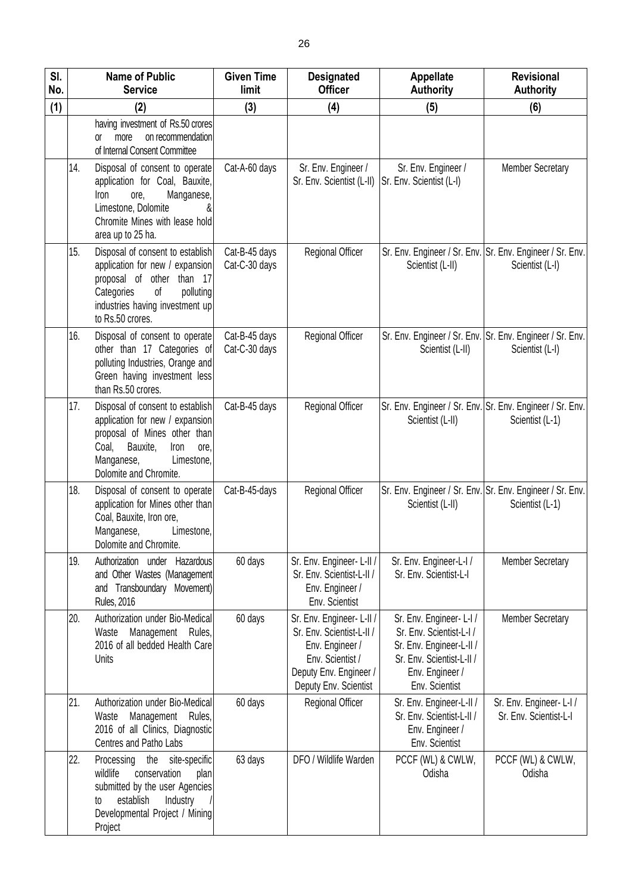| Sl. No. | Name of Public Service | Given Time limit | Designated Officer | Appellate Authority | Revisional Authority |
|---|---|---|---|---|---|
| (1) | (2) | (3) | (4) | (5) | (6) |
| | having investment of Rs.50 crores or more on recommendation of Internal Consent Committee | | | | |
| 14. | Disposal of consent to operate application for Coal, Bauxite, Iron ore, Manganese, Limestone, Dolomite & Chromite Mines with lease hold area up to 25 ha. | Cat-A-60 days | Sr. Env. Engineer / Sr. Env. Scientist (L-II) | Sr. Env. Engineer / Sr. Env. Scientist (L-I) | Member Secretary |
| 15. | Disposal of consent to establish application for new / expansion proposal of other than 17 Categories of polluting industries having investment up to Rs.50 crores. | Cat-B-45 days Cat-C-30 days | Regional Officer | Sr. Env. Engineer / Sr. Env. Scientist (L-II) | Sr. Env. Engineer / Sr. Env. Scientist (L-I) |
| 16. | Disposal of consent to operate other than 17 Categories of polluting Industries, Orange and Green having investment less than Rs.50 crores. | Cat-B-45 days Cat-C-30 days | Regional Officer | Sr. Env. Engineer / Sr. Env. Scientist (L-II) | Sr. Env. Engineer / Sr. Env. Scientist (L-I) |
| 17. | Disposal of consent to establish application for new / expansion proposal of Mines other than Coal, Bauxite, Iron ore, Manganese, Limestone, Dolomite and Chromite. | Cat-B-45 days | Regional Officer | Sr. Env. Engineer / Sr. Env. Scientist (L-II) | Sr. Env. Engineer / Sr. Env. Scientist (L-1) |
| 18. | Disposal of consent to operate application for Mines other than Coal, Bauxite, Iron ore, Manganese, Limestone, Dolomite and Chromite. | Cat-B-45-days | Regional Officer | Sr. Env. Engineer / Sr. Env. Scientist (L-II) | Sr. Env. Engineer / Sr. Env. Scientist (L-1) |
| 19. | Authorization under Hazardous and Other Wastes (Management and Transboundary Movement) Rules, 2016 | 60 days | Sr. Env. Engineer- L-II / Sr. Env. Scientist-L-II / Env. Engineer / Env. Scientist | Sr. Env. Engineer-L-I / Sr. Env. Scientist-L-I | Member Secretary |
| 20. | Authorization under Bio-Medical Waste Management Rules, 2016 of all bedded Health Care Units | 60 days | Sr. Env. Engineer- L-II / Sr. Env. Scientist-L-II / Env. Engineer / Env. Scientist / Deputy Env. Engineer / Deputy Env. Scientist | Sr. Env. Engineer- L-I / Sr. Env. Scientist-L-I / Sr. Env. Engineer-L-II / Sr. Env. Scientist-L-II / Env. Engineer / Env. Scientist | Member Secretary |
| 21. | Authorization under Bio-Medical Waste Management Rules, 2016 of all Clinics, Diagnostic Centres and Patho Labs | 60 days | Regional Officer | Sr. Env. Engineer-L-II / Sr. Env. Scientist-L-II / Env. Engineer / Env. Scientist | Sr. Env. Engineer- L-I / Sr. Env. Scientist-L-I |
| 22. | Processing the site-specific wildlife conservation plan submitted by the user Agencies to establish Industry / Developmental Project / Mining Project | 63 days | DFO / Wildlife Warden | PCCF (WL) & CWLW, Odisha | PCCF (WL) & CWLW, Odisha |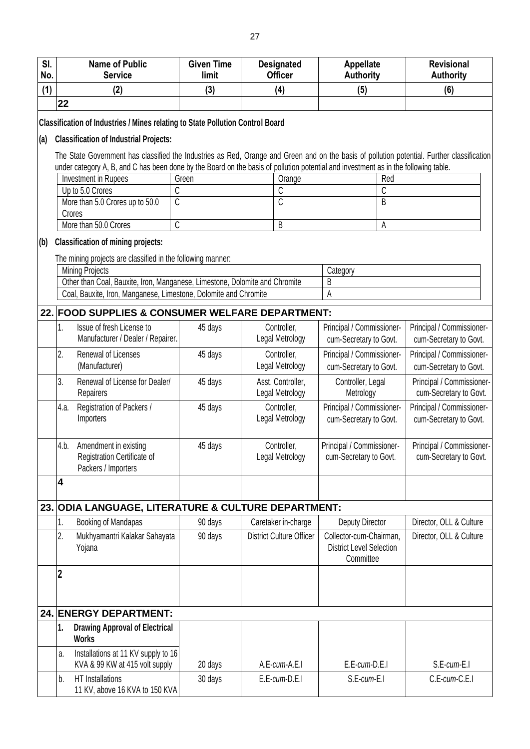| Sl. No. | Name of Public Service | Given Time limit | Designated Officer | Appellate Authority | Revisional Authority |
|---|---|---|---|---|---|
| (1) | (2) | (3) | (4) | (5) | (6) |
| | **22** | | | | |

**Classification of Industries / Mines relating to State Pollution Control Board**

**(a) Classification of Industrial Projects:**

The State Government has classified the Industries as Red, Orange and Green and on the basis of pollution potential. Further classification under category A, B, and C has been done by the Board on the basis of pollution potential and investment as in the following table.

| Investment in Rupees | Green | Orange | Red |
|---|---|---|---|
| Up to 5.0 Crores | C | C | C |
| More than 5.0 Crores up to 50.0 Crores | C | C | B |
| More than 50.0 Crores | C | B | A |

**(b) Classification of mining projects:**

The mining projects are classified in the following manner:

| Mining Projects | Category |
|---|---|
| Other than Coal, Bauxite, Iron, Manganese, Limestone, Dolomite and Chromite | B |
| Coal, Bauxite, Iron, Manganese, Limestone, Dolomite and Chromite | A |

## 22. FOOD SUPPLIES & CONSUMER WELFARE DEPARTMENT:

| Sl. No. | Name of Public Service | Given Time limit | Designated Officer | Appellate Authority | Revisional Authority |
|---|---|---|---|---|---|
| 1. | Issue of fresh License to Manufacturer / Dealer / Repairer. | 45 days | Controller, Legal Metrology | Principal / Commissioner-cum-Secretary to Govt. | Principal / Commissioner-cum-Secretary to Govt. |
| 2. | Renewal of Licenses (Manufacturer) | 45 days | Controller, Legal Metrology | Principal / Commissioner-cum-Secretary to Govt. | Principal / Commissioner-cum-Secretary to Govt. |
| 3. | Renewal of License for Dealer/ Repairers | 45 days | Asst. Controller, Legal Metrology | Controller, Legal Metrology | Principal / Commissioner-cum-Secretary to Govt. |
| 4.a. | Registration of Packers / Importers | 45 days | Controller, Legal Metrology | Principal / Commissioner-cum-Secretary to Govt. | Principal / Commissioner-cum-Secretary to Govt. |
| 4.b. | Amendment in existing Registration Certificate of Packers / Importers | 45 days | Controller, Legal Metrology | Principal / Commissioner-cum-Secretary to Govt. | Principal / Commissioner-cum-Secretary to Govt. |
| | **4** | | | | |

## 23. ODIA LANGUAGE, LITERATURE & CULTURE DEPARTMENT:

| Sl. No. | Name of Public Service | Given Time limit | Designated Officer | Appellate Authority | Revisional Authority |
|---|---|---|---|---|---|
| 1. | Booking of Mandapas | 90 days | Caretaker in-charge | Deputy Director | Director, OLL & Culture |
| 2. | Mukhyamantri Kalakar Sahayata Yojana | 90 days | District Culture Officer | Collector-cum-Chairman, District Level Selection Committee | Director, OLL & Culture |
| | **2** | | | | |

## 24. ENERGY DEPARTMENT:

| Sl. No. | Name of Public Service | Given Time limit | Designated Officer | Appellate Authority | Revisional Authority |
|---|---|---|---|---|---|
| 1. | **Drawing Approval of Electrical Works** | | | | |
| a. | Installations at 11 KV supply to 16 KVA & 99 KW at 415 volt supply | 20 days | A.E-*cum*-A.E.I | E.E-*cum*-D.E.I | S.E-*cum*-E.I |
| b. | HT Installations 11 KV, above 16 KVA to 150 KVA | 30 days | E.E-*cum*-D.E.I | S.E-*cum*-E.I | C.E-*cum*-C.E.I |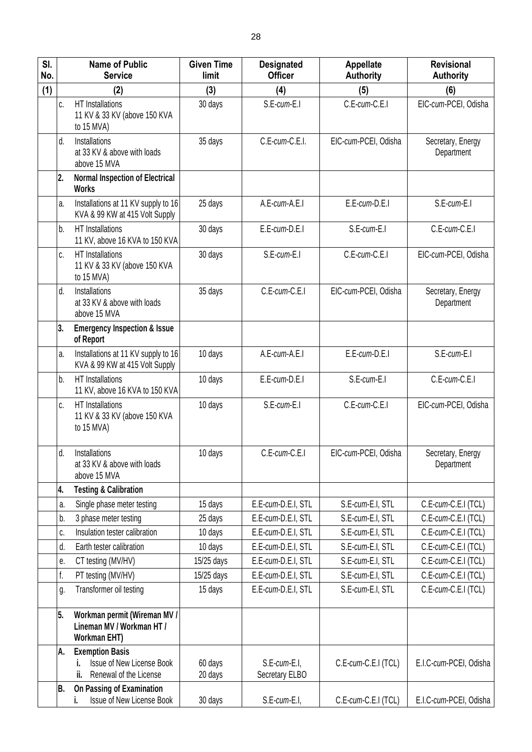| Sl. No. | Name of Public Service | Given Time limit | Designated Officer | Appellate Authority | Revisional Authority |
|---|---|---|---|---|---|
| (1) | (2) | (3) | (4) | (5) | (6) |
| | c. HT Installations 11 KV & 33 KV (above 150 KVA to 15 MVA) | 30 days | S.E-*cum*-E.I | C.E-*cum*-C.E.I | EIC-*cum*-PCEI, Odisha |
| | d. Installations at 33 KV & above with loads above 15 MVA | 35 days | C.E-*cum*-C.E.I. | EIC-*cum*-PCEI, Odisha | Secretary, Energy Department |
| | **2. Normal Inspection of Electrical Works** | | | | |
| | a. Installations at 11 KV supply to 16 KVA & 99 KW at 415 Volt Supply | 25 days | A.E-*cum*-A.E.I | E.E-*cum*-D.E.I | S.E-*cum*-E.I |
| | b. HT Installations 11 KV, above 16 KVA to 150 KVA | 30 days | E.E-*cum*-D.E.I | S.E-*cum*-E.I | C.E-*cum*-C.E.I |
| | c. HT Installations 11 KV & 33 KV (above 150 KVA to 15 MVA) | 30 days | S.E-*cum*-E.I | C.E-*cum*-C.E.I | EIC-*cum*-PCEI, Odisha |
| | d. Installations at 33 KV & above with loads above 15 MVA | 35 days | C.E-*cum*-C.E.I | EIC-*cum*-PCEI, Odisha | Secretary, Energy Department |
| | **3. Emergency Inspection & Issue of Report** | | | | |
| | a. Installations at 11 KV supply to 16 KVA & 99 KW at 415 Volt Supply | 10 days | A.E-*cum*-A.E.I | E.E-*cum*-D.E.I | S.E-*cum*-E.I |
| | b. HT Installations 11 KV, above 16 KVA to 150 KVA | 10 days | E.E-*cum*-D.E.I | S.E-*cum*-E.I | C.E-*cum*-C.E.I |
| | c. HT Installations 11 KV & 33 KV (above 150 KVA to 15 MVA) | 10 days | S.E-*cum*-E.I | C.E-*cum*-C.E.I | EIC-*cum*-PCEI, Odisha |
| | d. Installations at 33 KV & above with loads above 15 MVA | 10 days | C.E-*cum*-C.E.I | EIC-*cum*-PCEI, Odisha | Secretary, Energy Department |
| | **4. Testing & Calibration** | | | | |
| | a. Single phase meter testing | 15 days | E.E-*cum*-D.E.I, STL | S.E-*cum*-E.I, STL | C.E-*cum*-C.E.I (TCL) |
| | b. 3 phase meter testing | 25 days | E.E-*cum*-D.E.I, STL | S.E-*cum*-E.I, STL | C.E-*cum*-C.E.I (TCL) |
| | c. Insulation tester calibration | 10 days | E.E-*cum*-D.E.I, STL | S.E-*cum*-E.I, STL | C.E-*cum*-C.E.I (TCL) |
| | d. Earth tester calibration | 10 days | E.E-*cum*-D.E.I, STL | S.E-*cum*-E.I, STL | C.E-*cum*-C.E.I (TCL) |
| | e. CT testing (MV/HV) | 15/25 days | E.E-*cum*-D.E.I, STL | S.E-*cum*-E.I, STL | C.E-*cum*-C.E.I (TCL) |
| | f. PT testing (MV/HV) | 15/25 days | E.E-*cum*-D.E.I, STL | S.E-*cum*-E.I, STL | C.E-*cum*-C.E.I (TCL) |
| | g. Transformer oil testing | 15 days | E.E-*cum*-D.E.I, STL | S.E-*cum*-E.I, STL | C.E-*cum*-C.E.I (TCL) |
| | **5. Workman permit (Wireman MV / Lineman MV / Workman HT / Workman EHT)** | | | | |
| | **A. Exemption Basis** i. Issue of New License Book ii. Renewal of the License | 60 days 20 days | S.E-*cum*-E.I, Secretary ELBO | C.E-*cum*-C.E.I (TCL) | E.I.C-*cum*-PCEI, Odisha |
| | **B. On Passing of Examination** i. Issue of New License Book | 30 days | S.E-*cum*-E.I, | C.E-*cum*-C.E.I (TCL) | E.I.C-*cum*-PCEI, Odisha |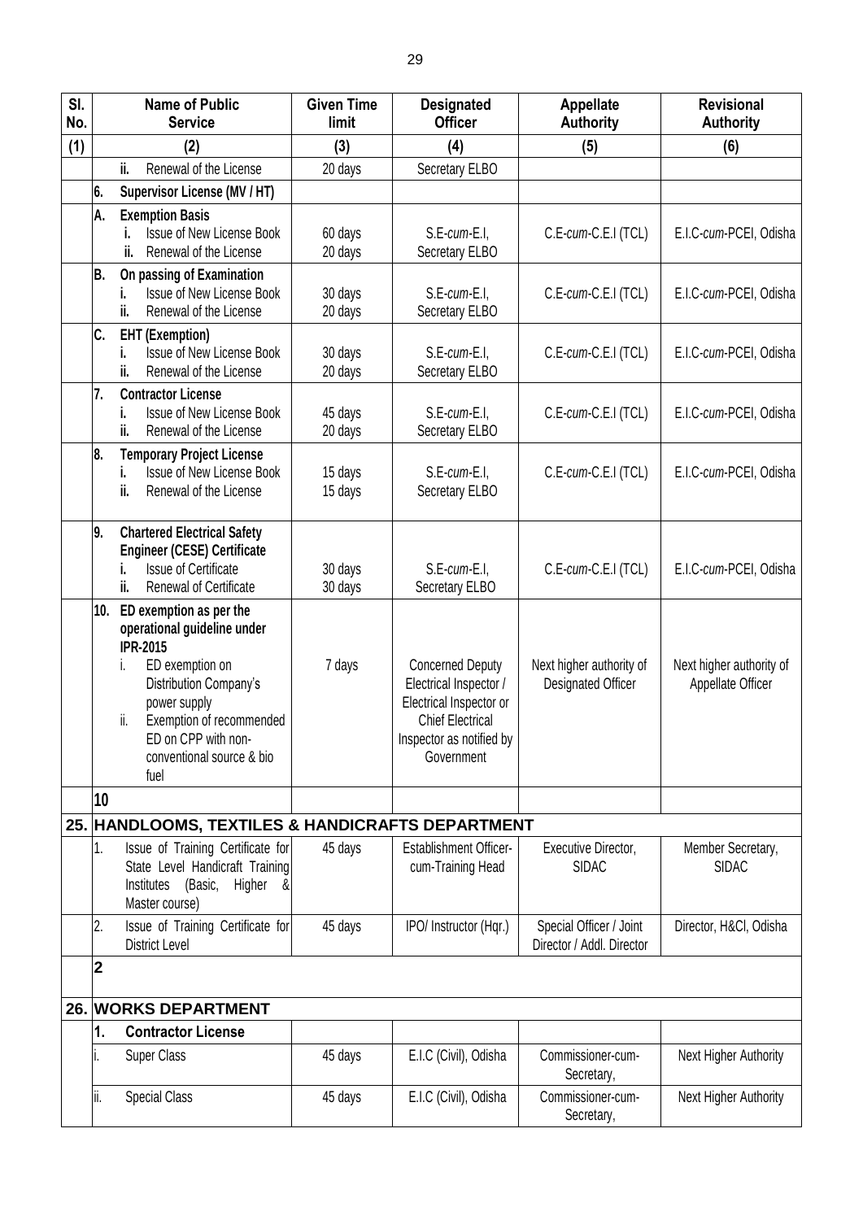| Sl. No. | Name of Public Service | Given Time limit | Designated Officer | Appellate Authority | Revisional Authority |
|---|---|---|---|---|---|
| (1) | (2) | (3) | (4) | (5) | (6) |
| | ii. Renewal of the License | 20 days | Secretary ELBO | | |
| | **6. Supervisor License (MV / HT)** | | | | |
| | **A. Exemption Basis**<br>i. Issue of New License Book<br>ii. Renewal of the License | 60 days<br>20 days | S.E-*cum*-E.I, Secretary ELBO | C.E-*cum*-C.E.I (TCL) | E.I.C-*cum*-PCEI, Odisha |
| | **B. On passing of Examination**<br>i. Issue of New License Book<br>ii. Renewal of the License | 30 days<br>20 days | S.E-*cum*-E.I, Secretary ELBO | C.E-*cum*-C.E.I (TCL) | E.I.C-*cum*-PCEI, Odisha |
| | **C. EHT (Exemption)**<br>i. Issue of New License Book<br>ii. Renewal of the License | 30 days<br>20 days | S.E-*cum*-E.I, Secretary ELBO | C.E-*cum*-C.E.I (TCL) | E.I.C-*cum*-PCEI, Odisha |
| | **7. Contractor License**<br>i. Issue of New License Book<br>ii. Renewal of the License | 45 days<br>20 days | S.E-*cum*-E.I, Secretary ELBO | C.E-*cum*-C.E.I (TCL) | E.I.C-*cum*-PCEI, Odisha |
| | **8. Temporary Project License**<br>i. Issue of New License Book<br>ii. Renewal of the License | 15 days<br>15 days | S.E-*cum*-E.I, Secretary ELBO | C.E-*cum*-C.E.I (TCL) | E.I.C-*cum*-PCEI, Odisha |
| | **9. Chartered Electrical Safety Engineer (CESE) Certificate**<br>i. Issue of Certificate<br>ii. Renewal of Certificate | 30 days<br>30 days | S.E-*cum*-E.I, Secretary ELBO | C.E-*cum*-C.E.I (TCL) | E.I.C-*cum*-PCEI, Odisha |
| | **10. ED exemption as per the operational guideline under IPR-2015**<br>i. ED exemption on Distribution Company's power supply<br>ii. Exemption of recommended ED on CPP with non-conventional source & bio fuel | 7 days | Concerned Deputy Electrical Inspector / Electrical Inspector or Chief Electrical Inspector as notified by Government | Next higher authority of Designated Officer | Next higher authority of Appellate Officer |
| | **10** | | | | |
| **25.** | **HANDLOOMS, TEXTILES & HANDICRAFTS DEPARTMENT** | | | | |
| | 1. Issue of Training Certificate for State Level Handicraft Training Institutes (Basic, Higher & Master course) | 45 days | Establishment Officer-cum-Training Head | Executive Director, SIDAC | Member Secretary, SIDAC |
| | 2. Issue of Training Certificate for District Level | 45 days | IPO/ Instructor (Hqr.) | Special Officer / Joint Director / Addl. Director | Director, H&CI, Odisha |
| | **2** | | | | |
| **26.** | **WORKS DEPARTMENT** | | | | |
| | **1. Contractor License** | | | | |
| | i. Super Class | 45 days | E.I.C (Civil), Odisha | Commissioner-cum-Secretary, | Next Higher Authority |
| | ii. Special Class | 45 days | E.I.C (Civil), Odisha | Commissioner-cum-Secretary, | Next Higher Authority |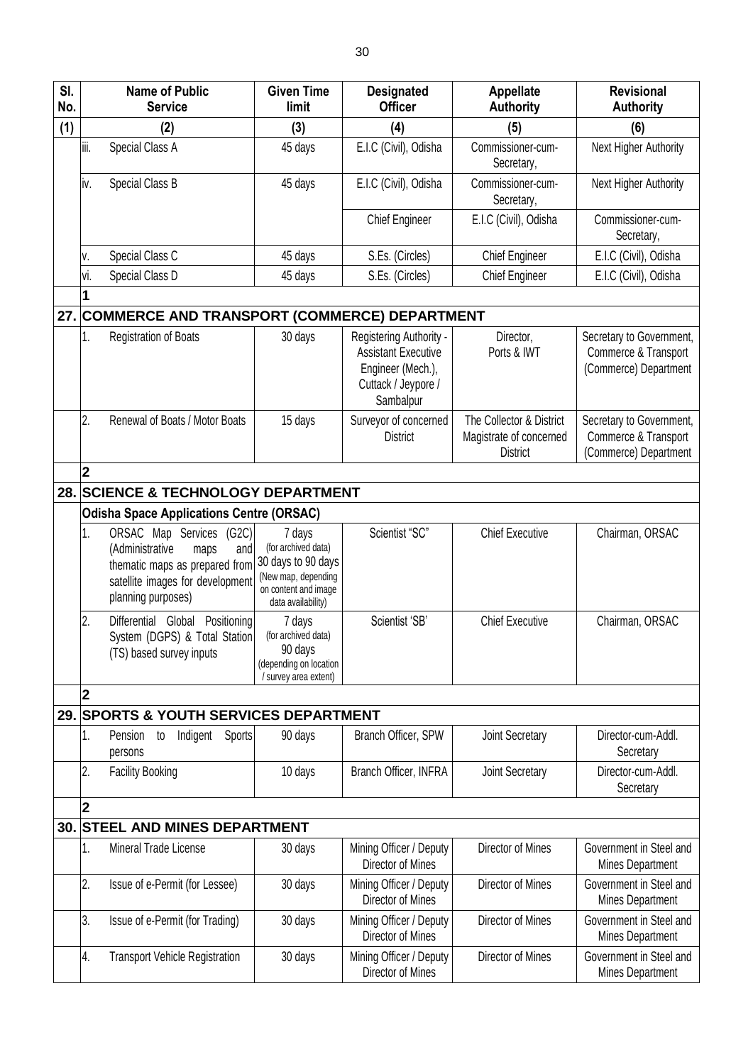| Sl. No. | Name of Public Service | Given Time limit | Designated Officer | Appellate Authority | Revisional Authority |
|---|---|---|---|---|---|
| (1) | (2) | (3) | (4) | (5) | (6) |
| | iii. Special Class A | 45 days | E.I.C (Civil), Odisha | Commissioner-cum-Secretary, | Next Higher Authority |
| | iv. Special Class B | 45 days | E.I.C (Civil), Odisha | Commissioner-cum-Secretary, | Next Higher Authority |
| | | | Chief Engineer | E.I.C (Civil), Odisha | Commissioner-cum-Secretary, |
| | v. Special Class C | 45 days | S.Es. (Circles) | Chief Engineer | E.I.C (Civil), Odisha |
| | vi. Special Class D | 45 days | S.Es. (Circles) | Chief Engineer | E.I.C (Civil), Odisha |
| | **1** | | | | |
| **27.** | **COMMERCE AND TRANSPORT (COMMERCE) DEPARTMENT** | | | | |
| | 1. Registration of Boats | 30 days | Registering Authority - Assistant Executive Engineer (Mech.), Cuttack / Jeypore / Sambalpur | Director, Ports & IWT | Secretary to Government, Commerce & Transport (Commerce) Department |
| | 2. Renewal of Boats / Motor Boats | 15 days | Surveyor of concerned District | The Collector & District Magistrate of concerned District | Secretary to Government, Commerce & Transport (Commerce) Department |
| | **2** | | | | |
| **28.** | **SCIENCE & TECHNOLOGY DEPARTMENT** | | | | |
| | **Odisha Space Applications Centre (ORSAC)** | | | | |
| | 1. ORSAC Map Services (G2C) (Administrative maps and thematic maps as prepared from satellite images for development planning purposes) | 7 days (for archived data) 30 days to 90 days (New map, depending on content and image data availability) | Scientist "SC" | Chief Executive | Chairman, ORSAC |
| | 2. Differential Global Positioning System (DGPS) & Total Station (TS) based survey inputs | 7 days (for archived data) 90 days (depending on location / survey area extent) | Scientist 'SB' | Chief Executive | Chairman, ORSAC |
| | **2** | | | | |
| **29.** | **SPORTS & YOUTH SERVICES DEPARTMENT** | | | | |
| | 1. Pension to Indigent Sports persons | 90 days | Branch Officer, SPW | Joint Secretary | Director-cum-Addl. Secretary |
| | 2. Facility Booking | 10 days | Branch Officer, INFRA | Joint Secretary | Director-cum-Addl. Secretary |
| | **2** | | | | |
| **30.** | **STEEL AND MINES DEPARTMENT** | | | | |
| | 1. Mineral Trade License | 30 days | Mining Officer / Deputy Director of Mines | Director of Mines | Government in Steel and Mines Department |
| | 2. Issue of e-Permit (for Lessee) | 30 days | Mining Officer / Deputy Director of Mines | Director of Mines | Government in Steel and Mines Department |
| | 3. Issue of e-Permit (for Trading) | 30 days | Mining Officer / Deputy Director of Mines | Director of Mines | Government in Steel and Mines Department |
| | 4. Transport Vehicle Registration | 30 days | Mining Officer / Deputy Director of Mines | Director of Mines | Government in Steel and Mines Department |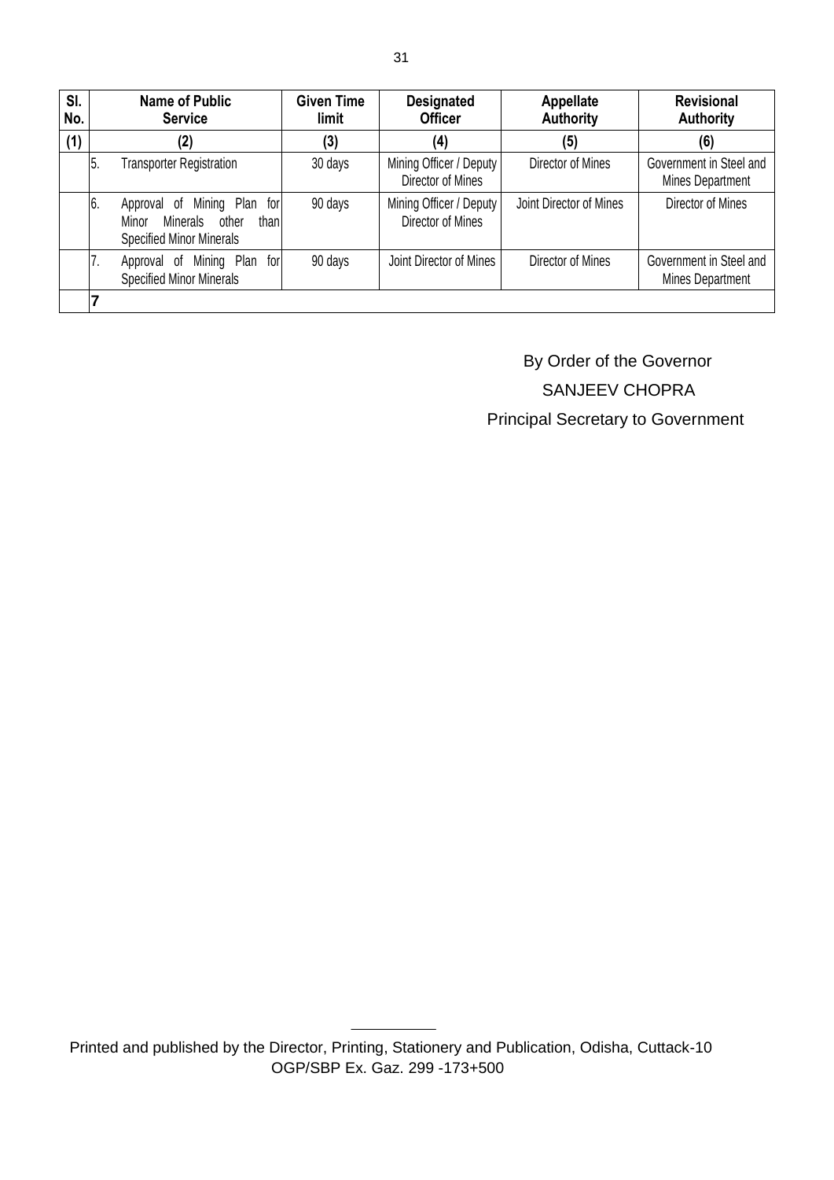| Sl. No. | Name of Public Service | Given Time limit | Designated Officer | Appellate Authority | Revisional Authority |
|---|---|---|---|---|---|
| (1) | (2) | (3) | (4) | (5) | (6) |
| | 5. Transporter Registration | 30 days | Mining Officer / Deputy Director of Mines | Director of Mines | Government in Steel and Mines Department |
| | 6. Approval of Mining Plan for Minor Minerals other than Specified Minor Minerals | 90 days | Mining Officer / Deputy Director of Mines | Joint Director of Mines | Director of Mines |
| | 7. Approval of Mining Plan for Specified Minor Minerals | 90 days | Joint Director of Mines | Director of Mines | Government in Steel and Mines Department |
| | 7 | | | | |

By Order of the Governor

SANJEEV CHOPRA

Principal Secretary to Government

Printed and published by the Director, Printing, Stationery and Publication, Odisha, Cuttack-10

OGP/SBP Ex. Gaz. 299 -173+500